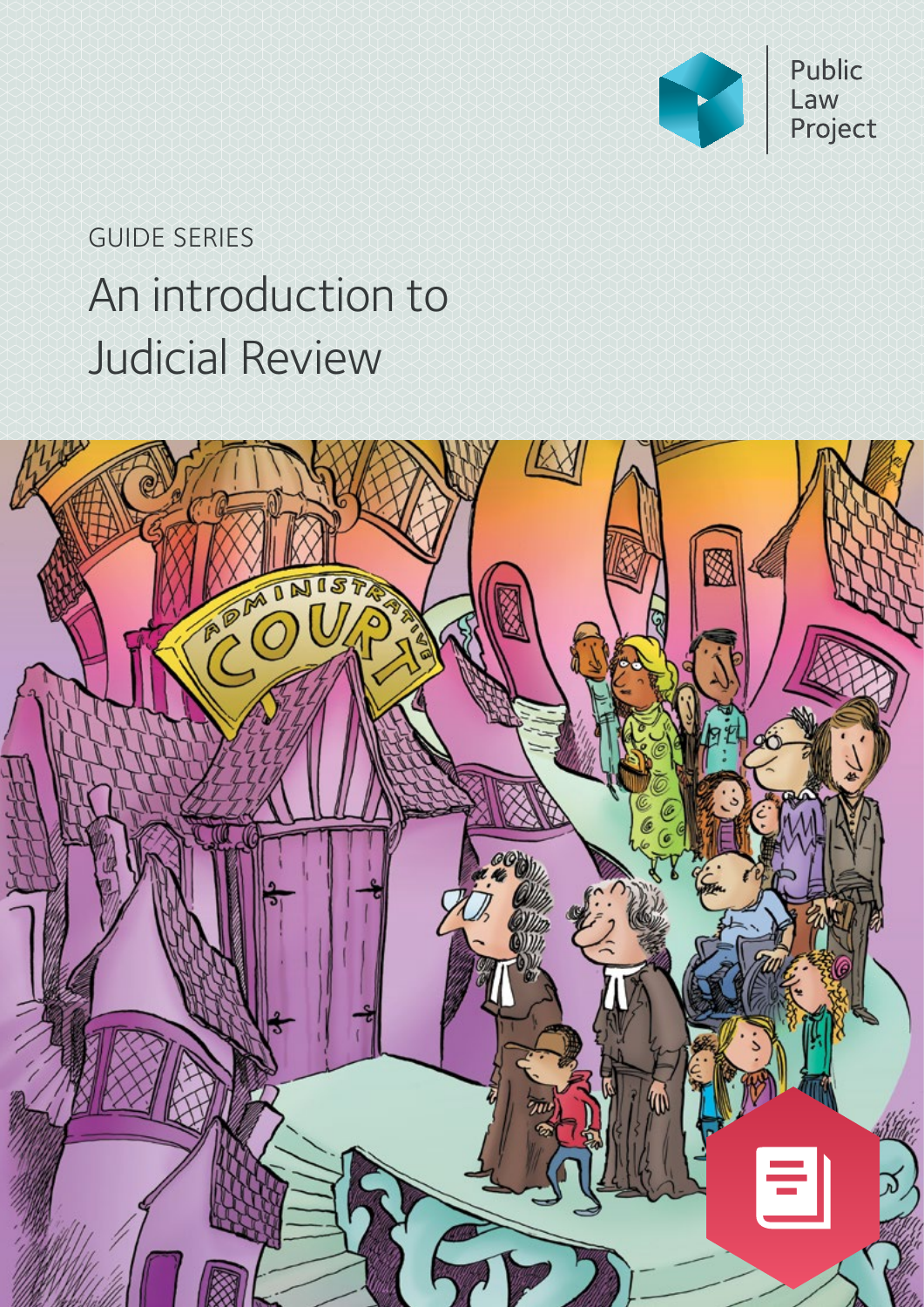Public Law Project

GUIDE SERIES

# An introduction to Judicial Review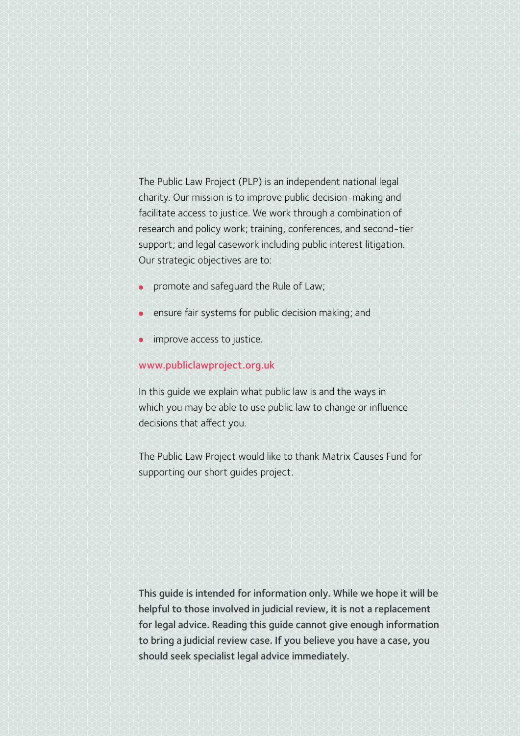The Public Law Project (PLP) is an independent national legal charity. Our mission is to improve public decision-making and facilitate access to justice. We work through a combination of research and policy work; training, conferences, and second-tier support; and legal casework including public interest litigation. Our strategic objectives are to:

- promote and safeguard the Rule of Law;
- ensure fair systems for public decision making; and
- improve access to justice.

www.publiclawproject.org.uk

In this guide we explain what public law is and the ways in which you may be able to use public law to change or influence decisions that affect you.

The Public Law Project would like to thank Matrix Causes Fund for supporting our short guides project.

**This guide is intended for information only. While we hope it will be helpful to those involved in judicial review, it is not a replacement for legal advice. Reading this guide cannot give enough information to bring a judicial review case. If you believe you have a case, you should seek specialist legal advice immediately.**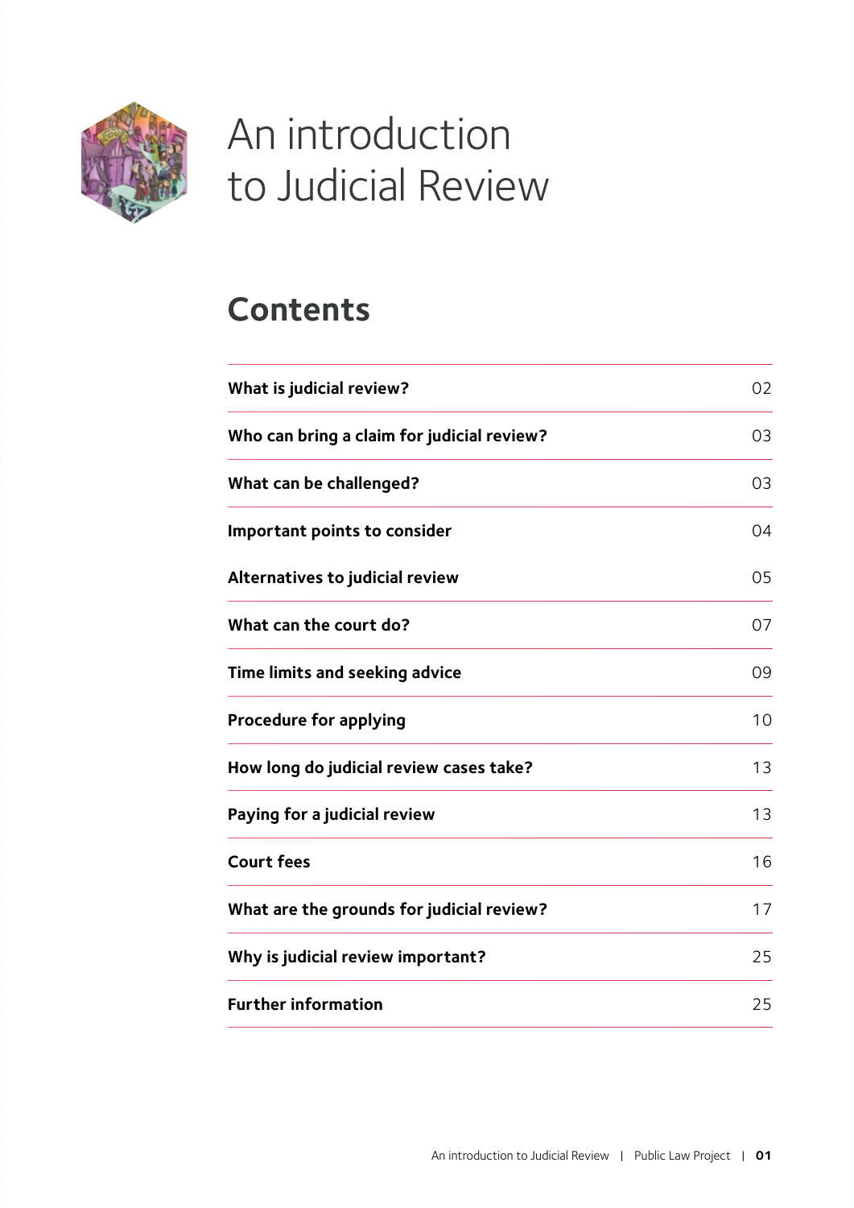# An introduction to Judicial Review

## Contents

| | |
|---|---|
| **What is judicial review?** | 02 |
| **Who can bring a claim for judicial review?** | 03 |
| **What can be challenged?** | 03 |
| **Important points to consider** | 04 |
| **Alternatives to judicial review** | 05 |
| **What can the court do?** | 07 |
| **Time limits and seeking advice** | 09 |
| **Procedure for applying** | 10 |
| **How long do judicial review cases take?** | 13 |
| **Paying for a judicial review** | 13 |
| **Court fees** | 16 |
| **What are the grounds for judicial review?** | 17 |
| **Why is judicial review important?** | 25 |
| **Further information** | 25 |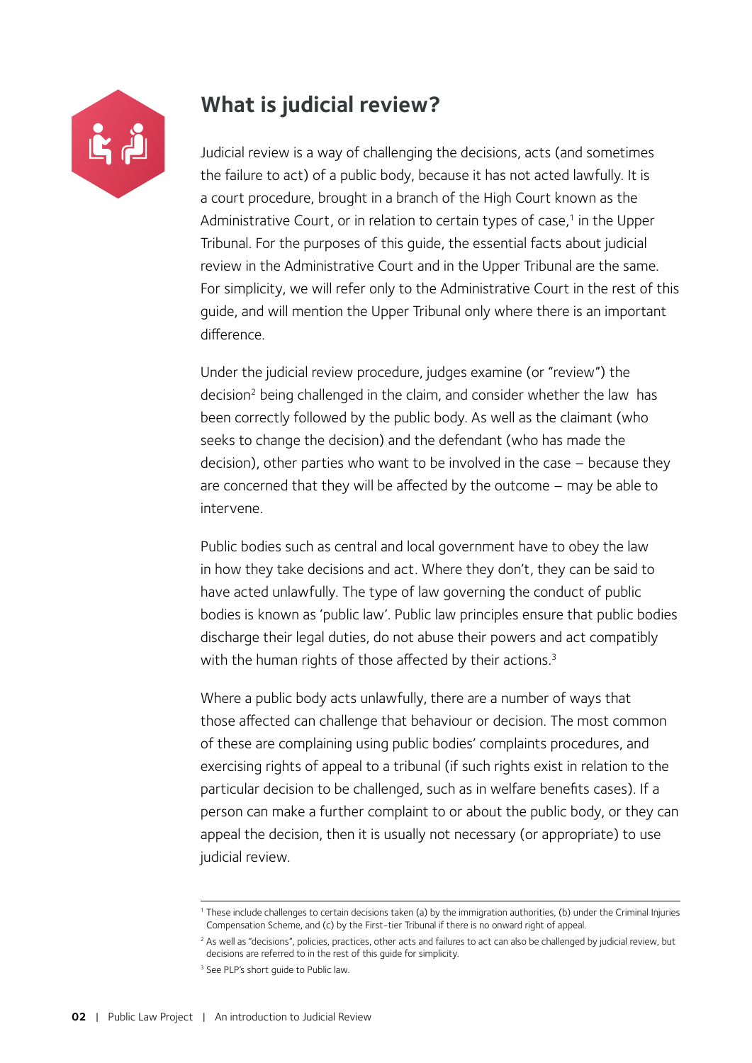## What is judicial review?

Judicial review is a way of challenging the decisions, acts (and sometimes the failure to act) of a public body, because it has not acted lawfully. It is a court procedure, brought in a branch of the High Court known as the Administrative Court, or in relation to certain types of case,[1] in the Upper Tribunal. For the purposes of this guide, the essential facts about judicial review in the Administrative Court and in the Upper Tribunal are the same. For simplicity, we will refer only to the Administrative Court in the rest of this guide, and will mention the Upper Tribunal only where there is an important difference.

Under the judicial review procedure, judges examine (or "review") the decision[2] being challenged in the claim, and consider whether the law has been correctly followed by the public body. As well as the claimant (who seeks to change the decision) and the defendant (who has made the decision), other parties who want to be involved in the case – because they are concerned that they will be affected by the outcome – may be able to intervene.

Public bodies such as central and local government have to obey the law in how they take decisions and act. Where they don't, they can be said to have acted unlawfully. The type of law governing the conduct of public bodies is known as 'public law'. Public law principles ensure that public bodies discharge their legal duties, do not abuse their powers and act compatibly with the human rights of those affected by their actions.[3]

Where a public body acts unlawfully, there are a number of ways that those affected can challenge that behaviour or decision. The most common of these are complaining using public bodies' complaints procedures, and exercising rights of appeal to a tribunal (if such rights exist in relation to the particular decision to be challenged, such as in welfare benefits cases). If a person can make a further complaint to or about the public body, or they can appeal the decision, then it is usually not necessary (or appropriate) to use judicial review.

---

[1] These include challenges to certain decisions taken (a) by the immigration authorities, (b) under the Criminal Injuries Compensation Scheme, and (c) by the First-tier Tribunal if there is no onward right of appeal.

[2] As well as "decisions", policies, practices, other acts and failures to act can also be challenged by judicial review, but decisions are referred to in the rest of this guide for simplicity.

[3] See PLP's short guide to Public law.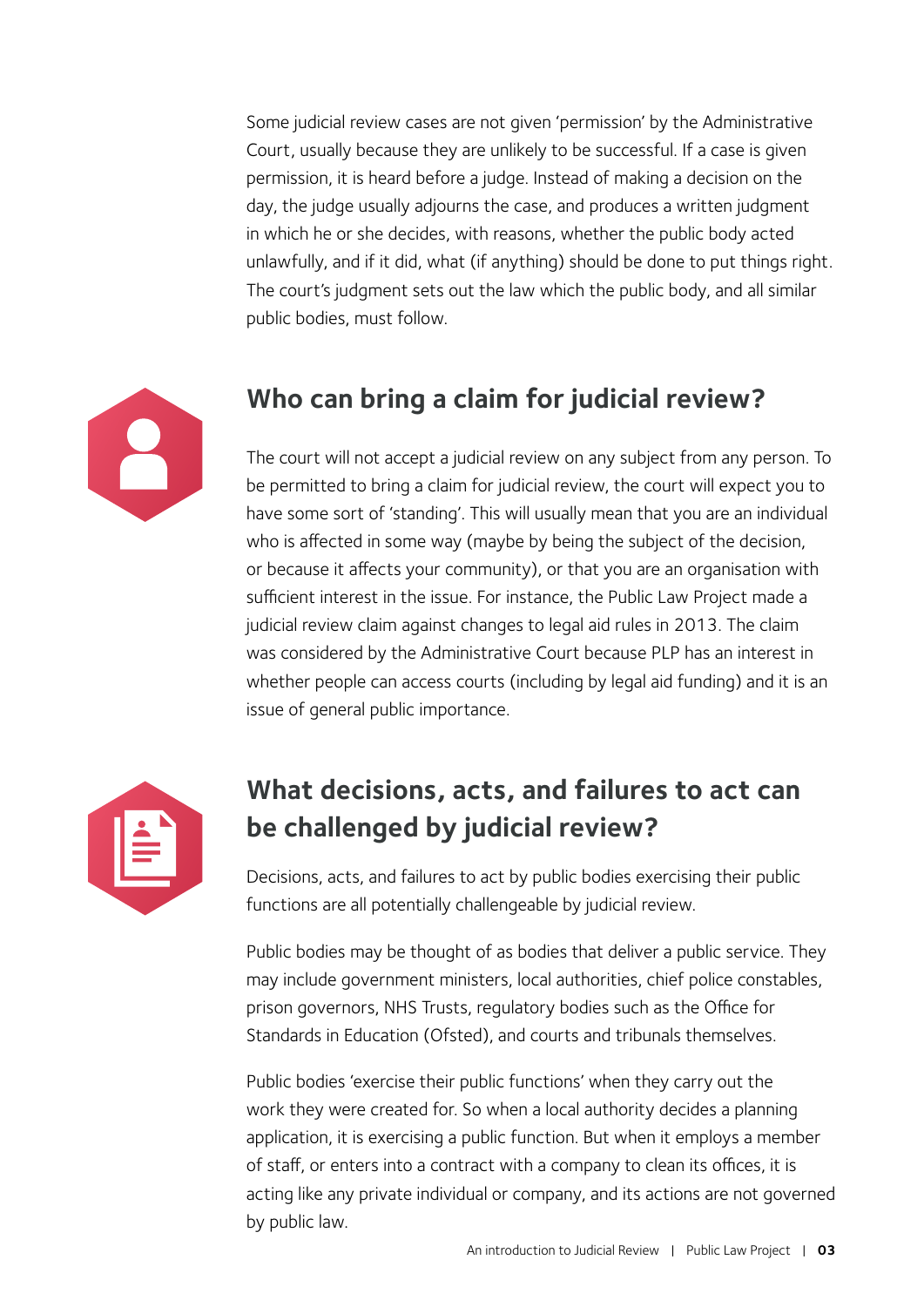Some judicial review cases are not given 'permission' by the Administrative Court, usually because they are unlikely to be successful. If a case is given permission, it is heard before a judge. Instead of making a decision on the day, the judge usually adjourns the case, and produces a written judgment in which he or she decides, with reasons, whether the public body acted unlawfully, and if it did, what (if anything) should be done to put things right. The court's judgment sets out the law which the public body, and all similar public bodies, must follow.

## Who can bring a claim for judicial review?

The court will not accept a judicial review on any subject from any person. To be permitted to bring a claim for judicial review, the court will expect you to have some sort of 'standing'. This will usually mean that you are an individual who is affected in some way (maybe by being the subject of the decision, or because it affects your community), or that you are an organisation with sufficient interest in the issue. For instance, the Public Law Project made a judicial review claim against changes to legal aid rules in 2013. The claim was considered by the Administrative Court because PLP has an interest in whether people can access courts (including by legal aid funding) and it is an issue of general public importance.

## What decisions, acts, and failures to act can be challenged by judicial review?

Decisions, acts, and failures to act by public bodies exercising their public functions are all potentially challengeable by judicial review.

Public bodies may be thought of as bodies that deliver a public service. They may include government ministers, local authorities, chief police constables, prison governors, NHS Trusts, regulatory bodies such as the Office for Standards in Education (Ofsted), and courts and tribunals themselves.

Public bodies 'exercise their public functions' when they carry out the work they were created for. So when a local authority decides a planning application, it is exercising a public function. But when it employs a member of staff, or enters into a contract with a company to clean its offices, it is acting like any private individual or company, and its actions are not governed by public law.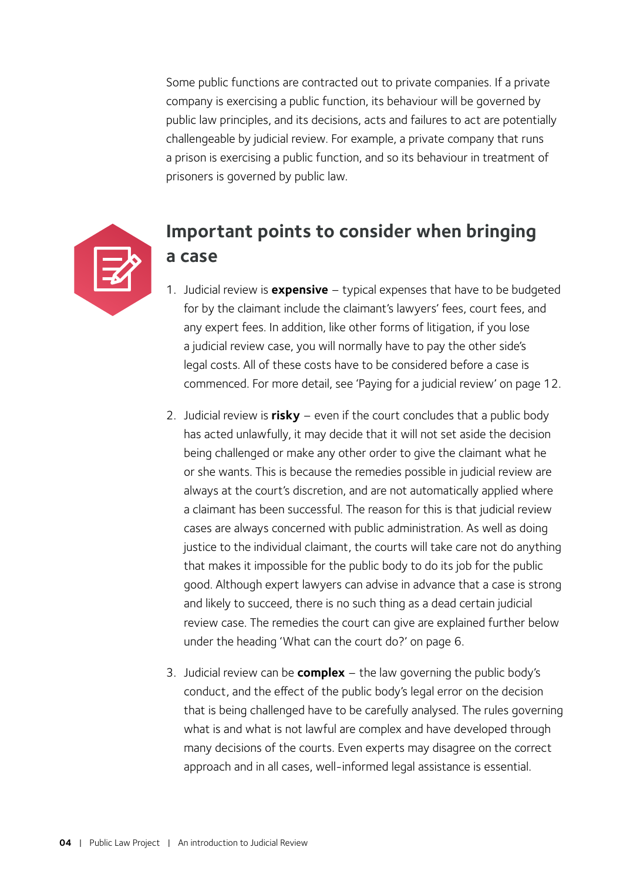Some public functions are contracted out to private companies. If a private company is exercising a public function, its behaviour will be governed by public law principles, and its decisions, acts and failures to act are potentially challengeable by judicial review. For example, a private company that runs a prison is exercising a public function, and so its behaviour in treatment of prisoners is governed by public law.

## Important points to consider when bringing a case

1. Judicial review is **expensive** – typical expenses that have to be budgeted for by the claimant include the claimant's lawyers' fees, court fees, and any expert fees. In addition, like other forms of litigation, if you lose a judicial review case, you will normally have to pay the other side's legal costs. All of these costs have to be considered before a case is commenced. For more detail, see 'Paying for a judicial review' on page 12.

2. Judicial review is **risky** – even if the court concludes that a public body has acted unlawfully, it may decide that it will not set aside the decision being challenged or make any other order to give the claimant what he or she wants. This is because the remedies possible in judicial review are always at the court's discretion, and are not automatically applied where a claimant has been successful. The reason for this is that judicial review cases are always concerned with public administration. As well as doing justice to the individual claimant, the courts will take care not do anything that makes it impossible for the public body to do its job for the public good. Although expert lawyers can advise in advance that a case is strong and likely to succeed, there is no such thing as a dead certain judicial review case. The remedies the court can give are explained further below under the heading 'What can the court do?' on page 6.

3. Judicial review can be **complex** – the law governing the public body's conduct, and the effect of the public body's legal error on the decision that is being challenged have to be carefully analysed. The rules governing what is and what is not lawful are complex and have developed through many decisions of the courts. Even experts may disagree on the correct approach and in all cases, well-informed legal assistance is essential.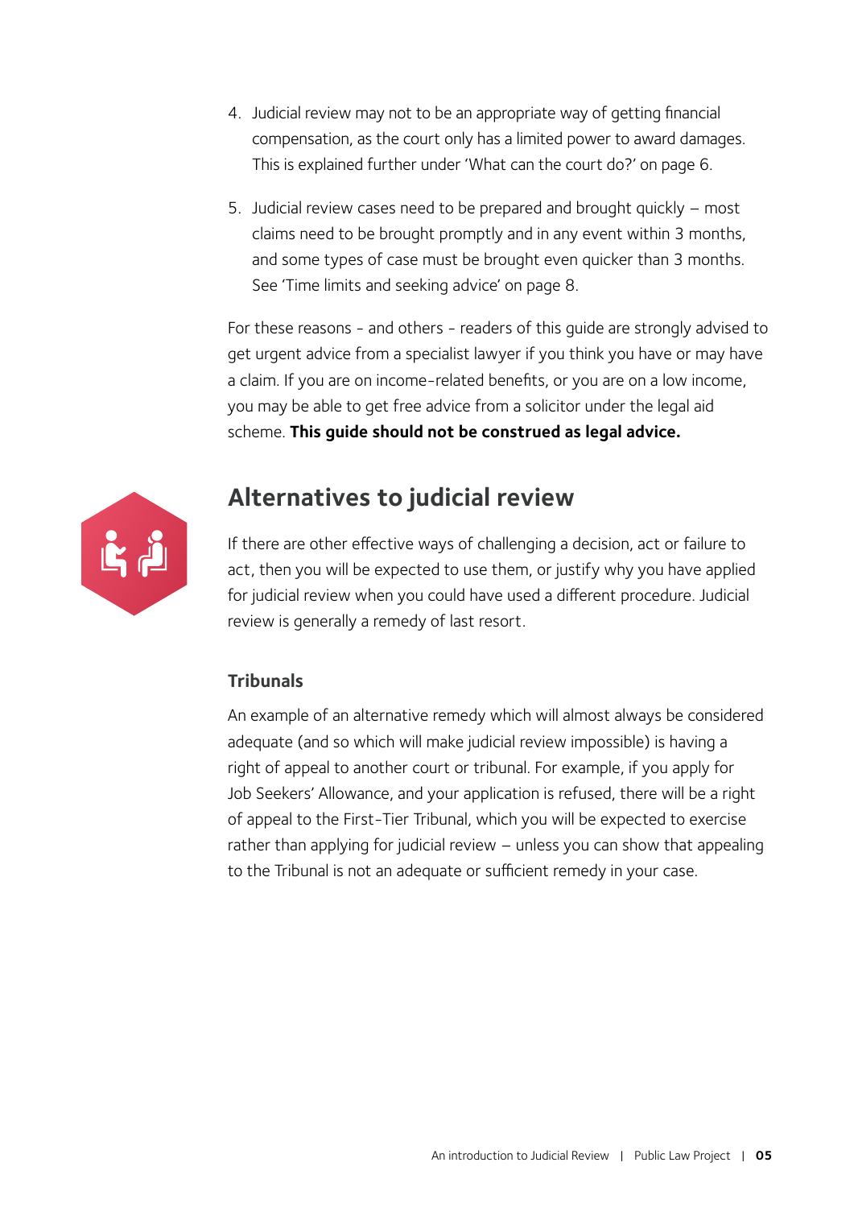4. Judicial review may not to be an appropriate way of getting financial compensation, as the court only has a limited power to award damages. This is explained further under 'What can the court do?' on page 6.

5. Judicial review cases need to be prepared and brought quickly – most claims need to be brought promptly and in any event within 3 months, and some types of case must be brought even quicker than 3 months. See 'Time limits and seeking advice' on page 8.

For these reasons - and others - readers of this guide are strongly advised to get urgent advice from a specialist lawyer if you think you have or may have a claim. If you are on income-related benefits, or you are on a low income, you may be able to get free advice from a solicitor under the legal aid scheme. **This guide should not be construed as legal advice.**

## Alternatives to judicial review

If there are other effective ways of challenging a decision, act or failure to act, then you will be expected to use them, or justify why you have applied for judicial review when you could have used a different procedure. Judicial review is generally a remedy of last resort.

### Tribunals

An example of an alternative remedy which will almost always be considered adequate (and so which will make judicial review impossible) is having a right of appeal to another court or tribunal. For example, if you apply for Job Seekers' Allowance, and your application is refused, there will be a right of appeal to the First-Tier Tribunal, which you will be expected to exercise rather than applying for judicial review – unless you can show that appealing to the Tribunal is not an adequate or sufficient remedy in your case.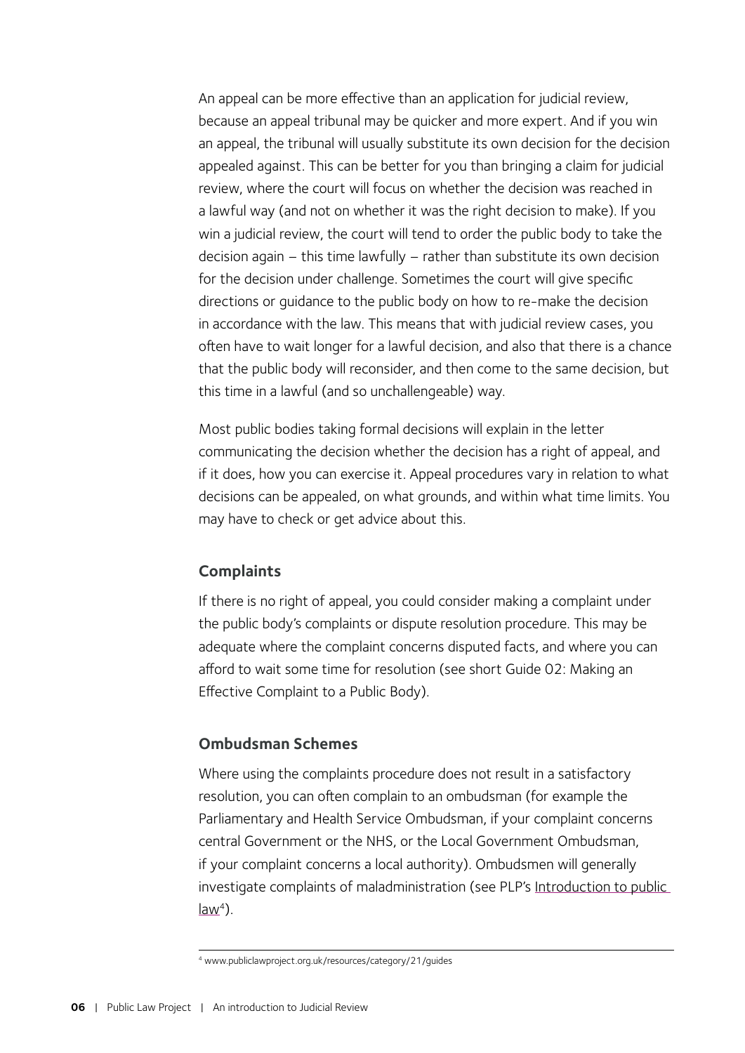An appeal can be more effective than an application for judicial review, because an appeal tribunal may be quicker and more expert. And if you win an appeal, the tribunal will usually substitute its own decision for the decision appealed against. This can be better for you than bringing a claim for judicial review, where the court will focus on whether the decision was reached in a lawful way (and not on whether it was the right decision to make). If you win a judicial review, the court will tend to order the public body to take the decision again – this time lawfully – rather than substitute its own decision for the decision under challenge. Sometimes the court will give specific directions or guidance to the public body on how to re-make the decision in accordance with the law. This means that with judicial review cases, you often have to wait longer for a lawful decision, and also that there is a chance that the public body will reconsider, and then come to the same decision, but this time in a lawful (and so unchallengeable) way.

Most public bodies taking formal decisions will explain in the letter communicating the decision whether the decision has a right of appeal, and if it does, how you can exercise it. Appeal procedures vary in relation to what decisions can be appealed, on what grounds, and within what time limits. You may have to check or get advice about this.

### Complaints

If there is no right of appeal, you could consider making a complaint under the public body's complaints or dispute resolution procedure. This may be adequate where the complaint concerns disputed facts, and where you can afford to wait some time for resolution (see short Guide 02: Making an Effective Complaint to a Public Body).

### Ombudsman Schemes

Where using the complaints procedure does not result in a satisfactory resolution, you can often complain to an ombudsman (for example the Parliamentary and Health Service Ombudsman, if your complaint concerns central Government or the NHS, or the Local Government Ombudsman, if your complaint concerns a local authority). Ombudsmen will generally investigate complaints of maladministration (see PLP's Introduction to public law[4]).

---

[4] www.publiclawproject.org.uk/resources/category/21/guides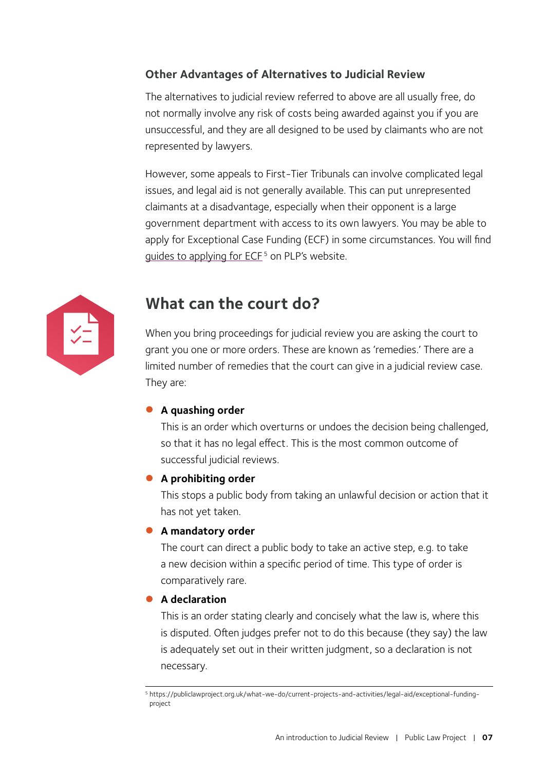### Other Advantages of Alternatives to Judicial Review

The alternatives to judicial review referred to above are all usually free, do not normally involve any risk of costs being awarded against you if you are unsuccessful, and they are all designed to be used by claimants who are not represented by lawyers.

However, some appeals to First-Tier Tribunals can involve complicated legal issues, and legal aid is not generally available. This can put unrepresented claimants at a disadvantage, especially when their opponent is a large government department with access to its own lawyers. You may be able to apply for Exceptional Case Funding (ECF) in some circumstances. You will find guides to applying for ECF[5] on PLP's website.

## What can the court do?

When you bring proceedings for judicial review you are asking the court to grant you one or more orders. These are known as 'remedies.' There are a limited number of remedies that the court can give in a judicial review case. They are:

- **A quashing order**
  This is an order which overturns or undoes the decision being challenged, so that it has no legal effect. This is the most common outcome of successful judicial reviews.
- **A prohibiting order**
  This stops a public body from taking an unlawful decision or action that it has not yet taken.
- **A mandatory order**
  The court can direct a public body to take an active step, e.g. to take a new decision within a specific period of time. This type of order is comparatively rare.
- **A declaration**
  This is an order stating clearly and concisely what the law is, where this is disputed. Often judges prefer not to do this because (they say) the law is adequately set out in their written judgment, so a declaration is not necessary.

[5] https://publiclawproject.org.uk/what-we-do/current-projects-and-activities/legal-aid/exceptional-funding-project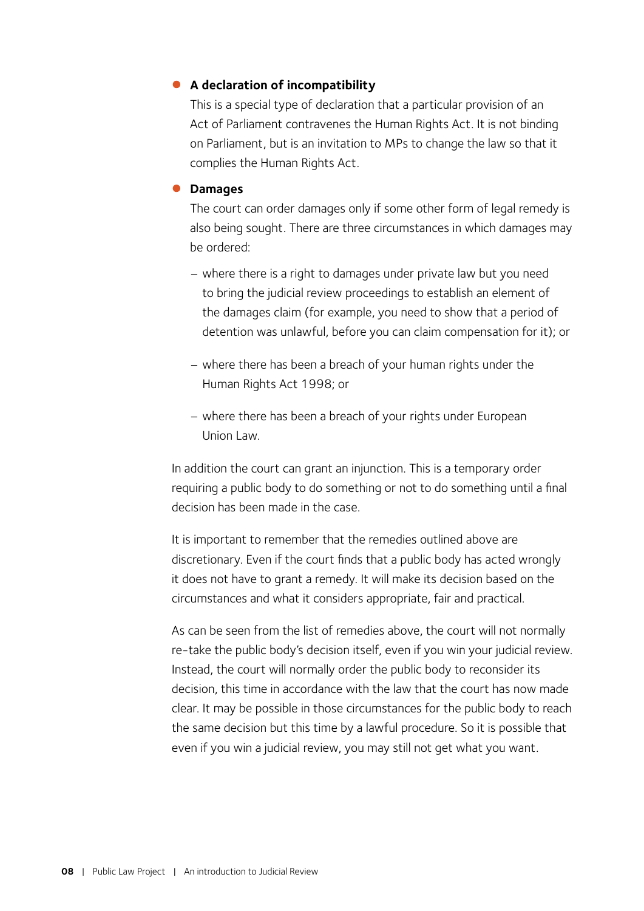- **A declaration of incompatibility**

  This is a special type of declaration that a particular provision of an Act of Parliament contravenes the Human Rights Act. It is not binding on Parliament, but is an invitation to MPs to change the law so that it complies the Human Rights Act.

- **Damages**

  The court can order damages only if some other form of legal remedy is also being sought. There are three circumstances in which damages may be ordered:

  – where there is a right to damages under private law but you need to bring the judicial review proceedings to establish an element of the damages claim (for example, you need to show that a period of detention was unlawful, before you can claim compensation for it); or

  – where there has been a breach of your human rights under the Human Rights Act 1998; or

  – where there has been a breach of your rights under European Union Law.

In addition the court can grant an injunction. This is a temporary order requiring a public body to do something or not to do something until a final decision has been made in the case.

It is important to remember that the remedies outlined above are discretionary. Even if the court finds that a public body has acted wrongly it does not have to grant a remedy. It will make its decision based on the circumstances and what it considers appropriate, fair and practical.

As can be seen from the list of remedies above, the court will not normally re-take the public body's decision itself, even if you win your judicial review. Instead, the court will normally order the public body to reconsider its decision, this time in accordance with the law that the court has now made clear. It may be possible in those circumstances for the public body to reach the same decision but this time by a lawful procedure. So it is possible that even if you win a judicial review, you may still not get what you want.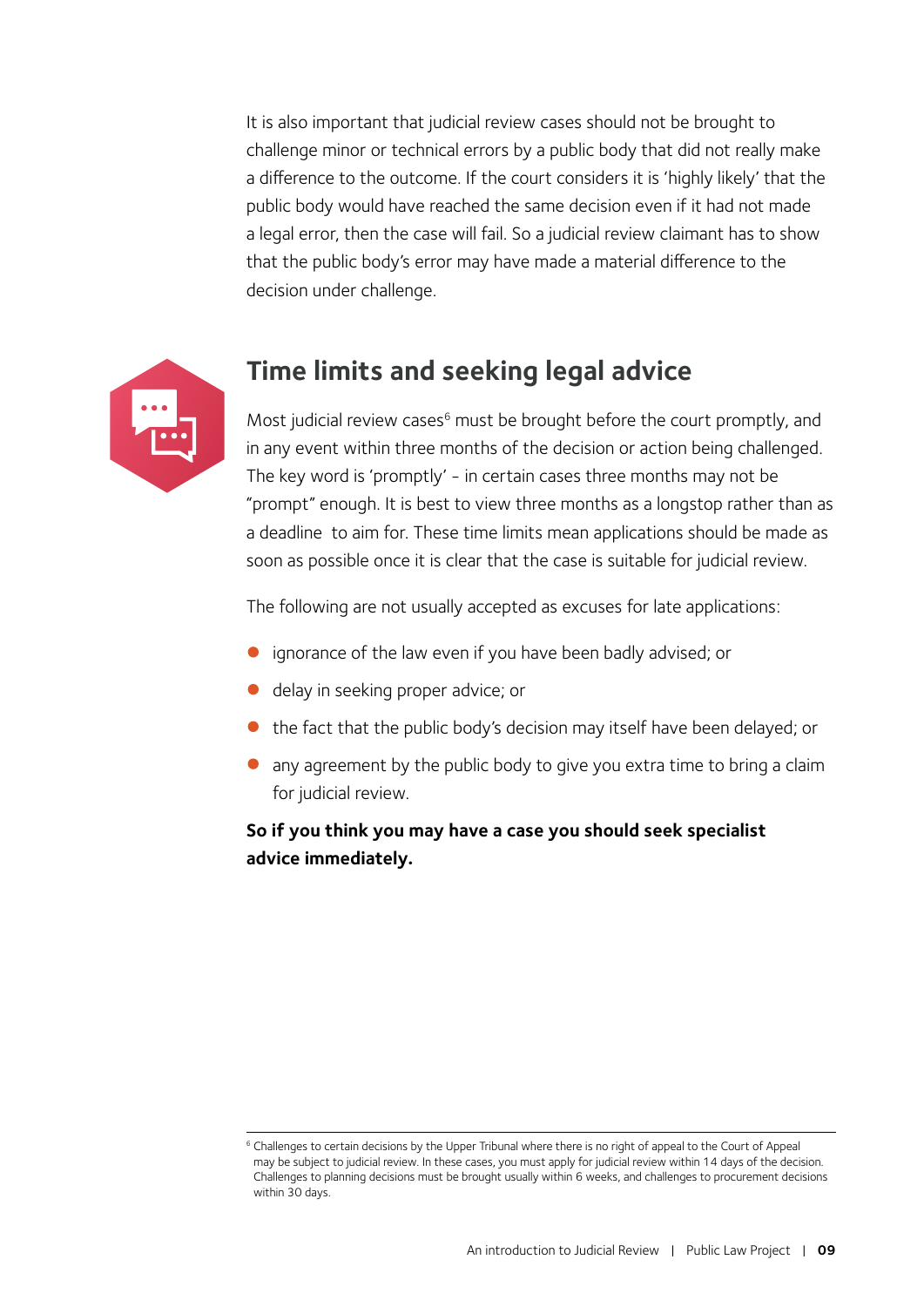It is also important that judicial review cases should not be brought to challenge minor or technical errors by a public body that did not really make a difference to the outcome. If the court considers it is 'highly likely' that the public body would have reached the same decision even if it had not made a legal error, then the case will fail. So a judicial review claimant has to show that the public body's error may have made a material difference to the decision under challenge.

## Time limits and seeking legal advice

Most judicial review cases[6] must be brought before the court promptly, and in any event within three months of the decision or action being challenged. The key word is 'promptly' – in certain cases three months may not be "prompt" enough. It is best to view three months as a longstop rather than as a deadline to aim for. These time limits mean applications should be made as soon as possible once it is clear that the case is suitable for judicial review.

The following are not usually accepted as excuses for late applications:

- ignorance of the law even if you have been badly advised; or
- delay in seeking proper advice; or
- the fact that the public body's decision may itself have been delayed; or
- any agreement by the public body to give you extra time to bring a claim for judicial review.

**So if you think you may have a case you should seek specialist advice immediately.**

[6] Challenges to certain decisions by the Upper Tribunal where there is no right of appeal to the Court of Appeal may be subject to judicial review. In these cases, you must apply for judicial review within 14 days of the decision. Challenges to planning decisions must be brought usually within 6 weeks, and challenges to procurement decisions within 30 days.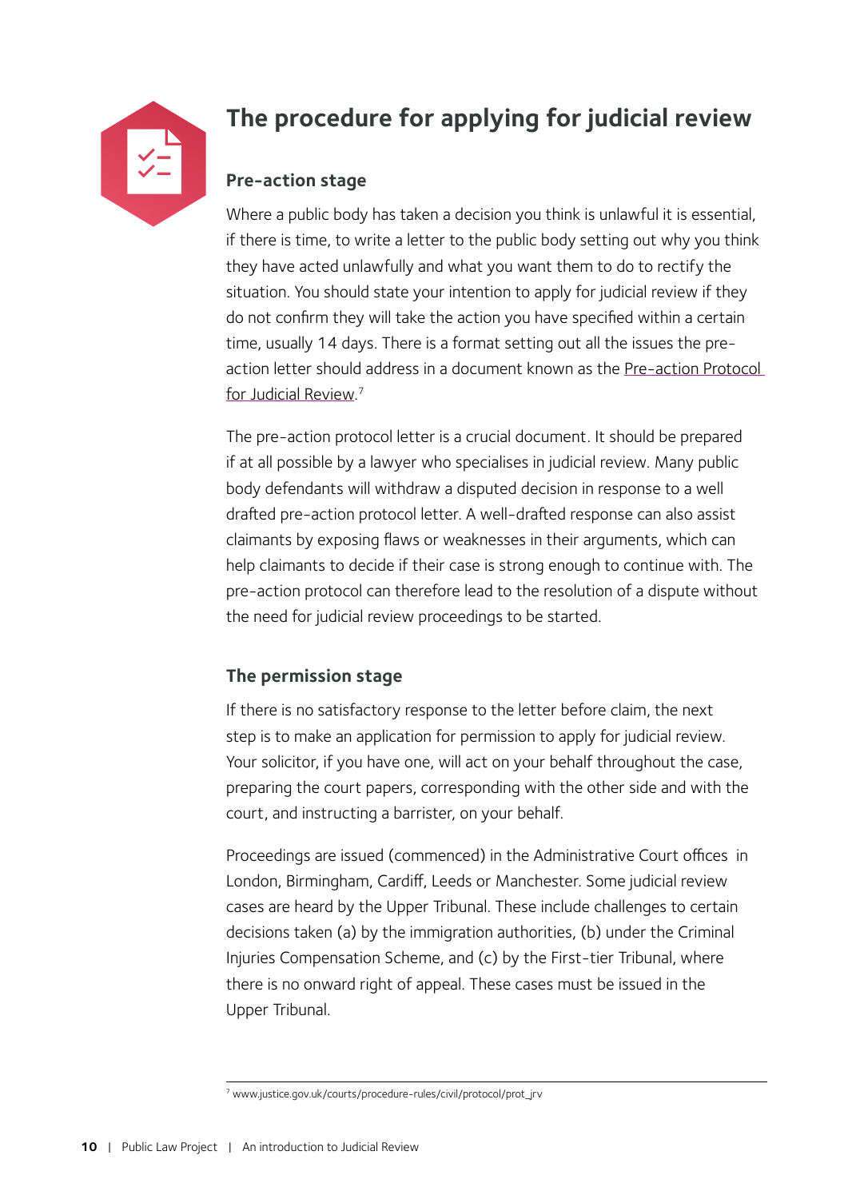# The procedure for applying for judicial review

## Pre-action stage

Where a public body has taken a decision you think is unlawful it is essential, if there is time, to write a letter to the public body setting out why you think they have acted unlawfully and what you want them to do to rectify the situation. You should state your intention to apply for judicial review if they do not confirm they will take the action you have specified within a certain time, usually 14 days. There is a format setting out all the issues the pre-action letter should address in a document known as the Pre-action Protocol for Judicial Review.[7]

The pre-action protocol letter is a crucial document. It should be prepared if at all possible by a lawyer who specialises in judicial review. Many public body defendants will withdraw a disputed decision in response to a well drafted pre-action protocol letter. A well-drafted response can also assist claimants by exposing flaws or weaknesses in their arguments, which can help claimants to decide if their case is strong enough to continue with. The pre-action protocol can therefore lead to the resolution of a dispute without the need for judicial review proceedings to be started.

## The permission stage

If there is no satisfactory response to the letter before claim, the next step is to make an application for permission to apply for judicial review. Your solicitor, if you have one, will act on your behalf throughout the case, preparing the court papers, corresponding with the other side and with the court, and instructing a barrister, on your behalf.

Proceedings are issued (commenced) in the Administrative Court offices in London, Birmingham, Cardiff, Leeds or Manchester. Some judicial review cases are heard by the Upper Tribunal. These include challenges to certain decisions taken (a) by the immigration authorities, (b) under the Criminal Injuries Compensation Scheme, and (c) by the First-tier Tribunal, where there is no onward right of appeal. These cases must be issued in the Upper Tribunal.

[7] www.justice.gov.uk/courts/procedure-rules/civil/protocol/prot_jrv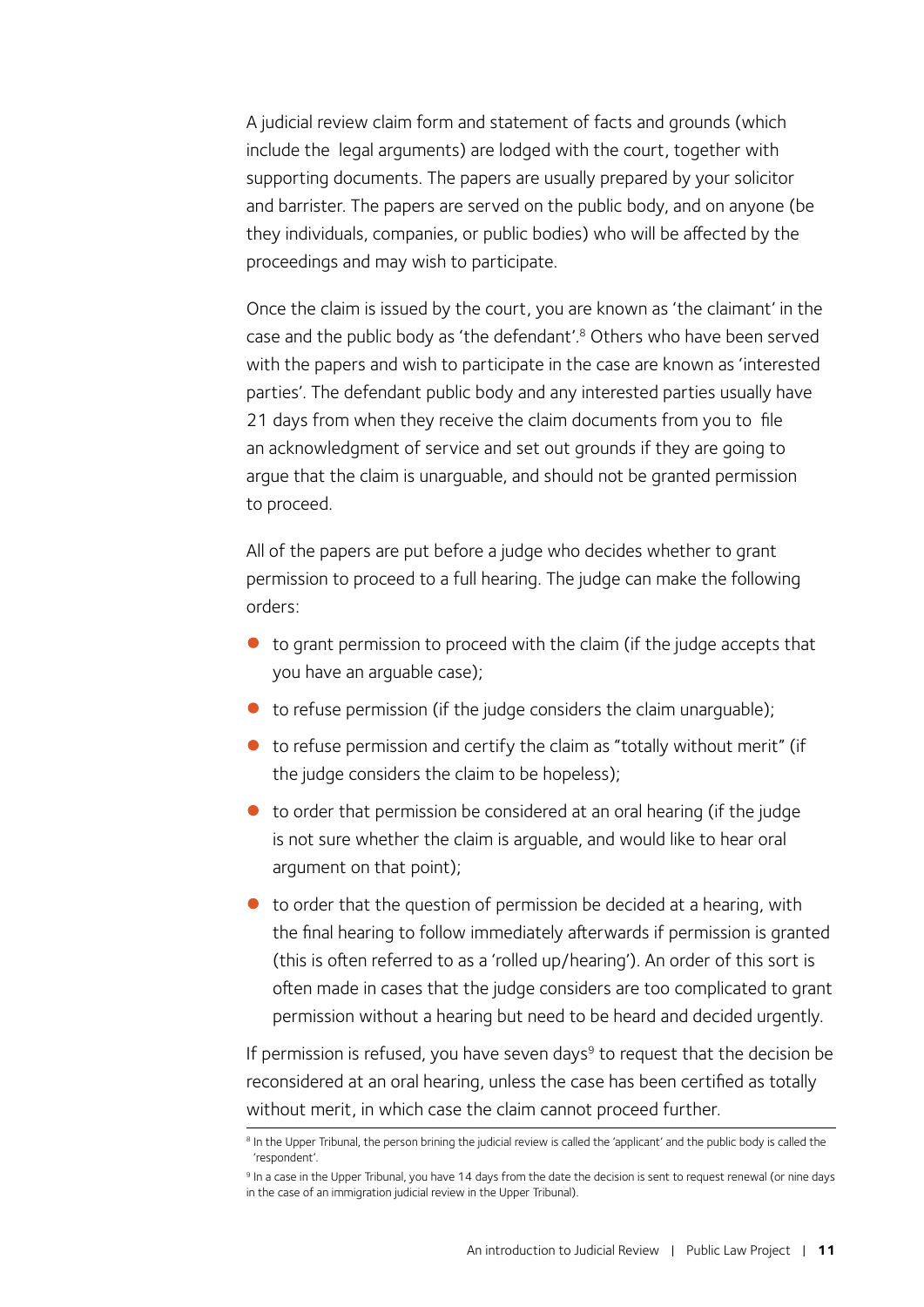A judicial review claim form and statement of facts and grounds (which include the legal arguments) are lodged with the court, together with supporting documents. The papers are usually prepared by your solicitor and barrister. The papers are served on the public body, and on anyone (be they individuals, companies, or public bodies) who will be affected by the proceedings and may wish to participate.

Once the claim is issued by the court, you are known as 'the claimant' in the case and the public body as 'the defendant'.[8] Others who have been served with the papers and wish to participate in the case are known as 'interested parties'. The defendant public body and any interested parties usually have 21 days from when they receive the claim documents from you to file an acknowledgment of service and set out grounds if they are going to argue that the claim is unarguable, and should not be granted permission to proceed.

All of the papers are put before a judge who decides whether to grant permission to proceed to a full hearing. The judge can make the following orders:

- to grant permission to proceed with the claim (if the judge accepts that you have an arguable case);
- to refuse permission (if the judge considers the claim unarguable);
- to refuse permission and certify the claim as "totally without merit" (if the judge considers the claim to be hopeless);
- to order that permission be considered at an oral hearing (if the judge is not sure whether the claim is arguable, and would like to hear oral argument on that point);
- to order that the question of permission be decided at a hearing, with the final hearing to follow immediately afterwards if permission is granted (this is often referred to as a 'rolled up/hearing'). An order of this sort is often made in cases that the judge considers are too complicated to grant permission without a hearing but need to be heard and decided urgently.

If permission is refused, you have seven days[9] to request that the decision be reconsidered at an oral hearing, unless the case has been certified as totally without merit, in which case the claim cannot proceed further.

---

[8] In the Upper Tribunal, the person brining the judicial review is called the 'applicant' and the public body is called the 'respondent'.

[9] In a case in the Upper Tribunal, you have 14 days from the date the decision is sent to request renewal (or nine days in the case of an immigration judicial review in the Upper Tribunal).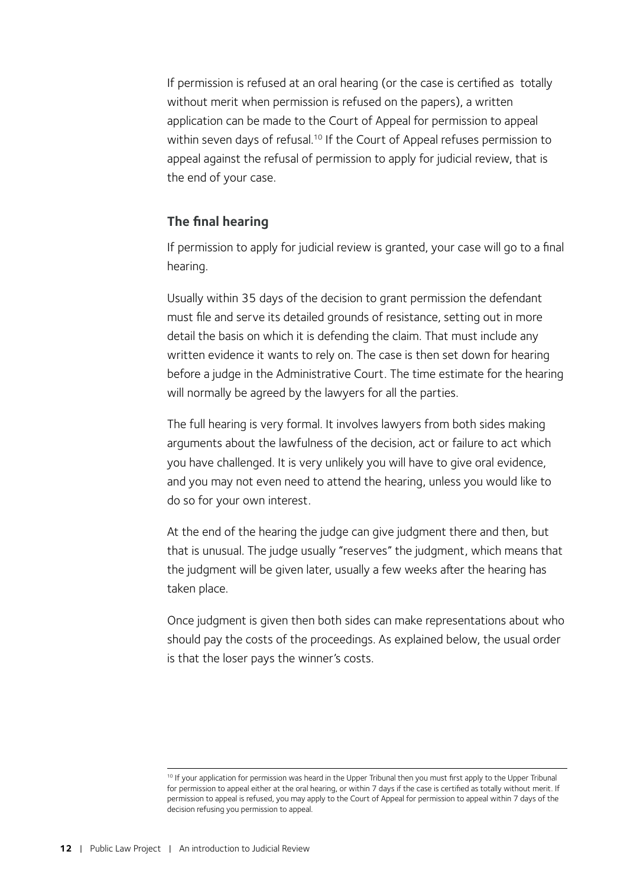If permission is refused at an oral hearing (or the case is certified as totally without merit when permission is refused on the papers), a written application can be made to the Court of Appeal for permission to appeal within seven days of refusal.[10] If the Court of Appeal refuses permission to appeal against the refusal of permission to apply for judicial review, that is the end of your case.

### The final hearing

If permission to apply for judicial review is granted, your case will go to a final hearing.

Usually within 35 days of the decision to grant permission the defendant must file and serve its detailed grounds of resistance, setting out in more detail the basis on which it is defending the claim. That must include any written evidence it wants to rely on. The case is then set down for hearing before a judge in the Administrative Court. The time estimate for the hearing will normally be agreed by the lawyers for all the parties.

The full hearing is very formal. It involves lawyers from both sides making arguments about the lawfulness of the decision, act or failure to act which you have challenged. It is very unlikely you will have to give oral evidence, and you may not even need to attend the hearing, unless you would like to do so for your own interest.

At the end of the hearing the judge can give judgment there and then, but that is unusual. The judge usually "reserves" the judgment, which means that the judgment will be given later, usually a few weeks after the hearing has taken place.

Once judgment is given then both sides can make representations about who should pay the costs of the proceedings. As explained below, the usual order is that the loser pays the winner's costs.

---

[10] If your application for permission was heard in the Upper Tribunal then you must first apply to the Upper Tribunal for permission to appeal either at the oral hearing, or within 7 days if the case is certified as totally without merit. If permission to appeal is refused, you may apply to the Court of Appeal for permission to appeal within 7 days of the decision refusing you permission to appeal.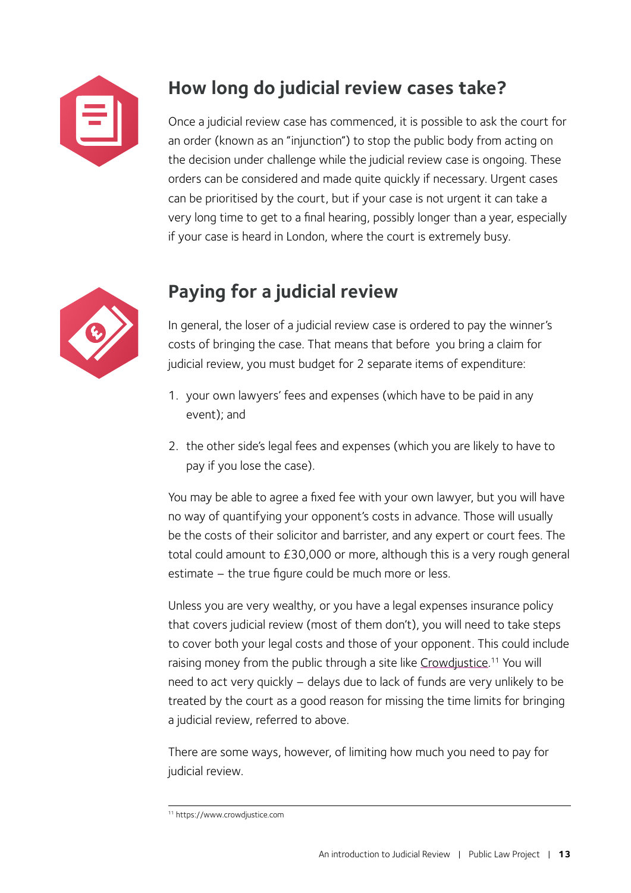## How long do judicial review cases take?

Once a judicial review case has commenced, it is possible to ask the court for an order (known as an "injunction") to stop the public body from acting on the decision under challenge while the judicial review case is ongoing. These orders can be considered and made quite quickly if necessary. Urgent cases can be prioritised by the court, but if your case is not urgent it can take a very long time to get to a final hearing, possibly longer than a year, especially if your case is heard in London, where the court is extremely busy.

## Paying for a judicial review

In general, the loser of a judicial review case is ordered to pay the winner's costs of bringing the case. That means that before you bring a claim for judicial review, you must budget for 2 separate items of expenditure:

1. your own lawyers' fees and expenses (which have to be paid in any event); and
2. the other side's legal fees and expenses (which you are likely to have to pay if you lose the case).

You may be able to agree a fixed fee with your own lawyer, but you will have no way of quantifying your opponent's costs in advance. Those will usually be the costs of their solicitor and barrister, and any expert or court fees. The total could amount to £30,000 or more, although this is a very rough general estimate – the true figure could be much more or less.

Unless you are very wealthy, or you have a legal expenses insurance policy that covers judicial review (most of them don't), you will need to take steps to cover both your legal costs and those of your opponent. This could include raising money from the public through a site like Crowdjustice.[11] You will need to act very quickly – delays due to lack of funds are very unlikely to be treated by the court as a good reason for missing the time limits for bringing a judicial review, referred to above.

There are some ways, however, of limiting how much you need to pay for judicial review.

[11] https://www.crowdjustice.com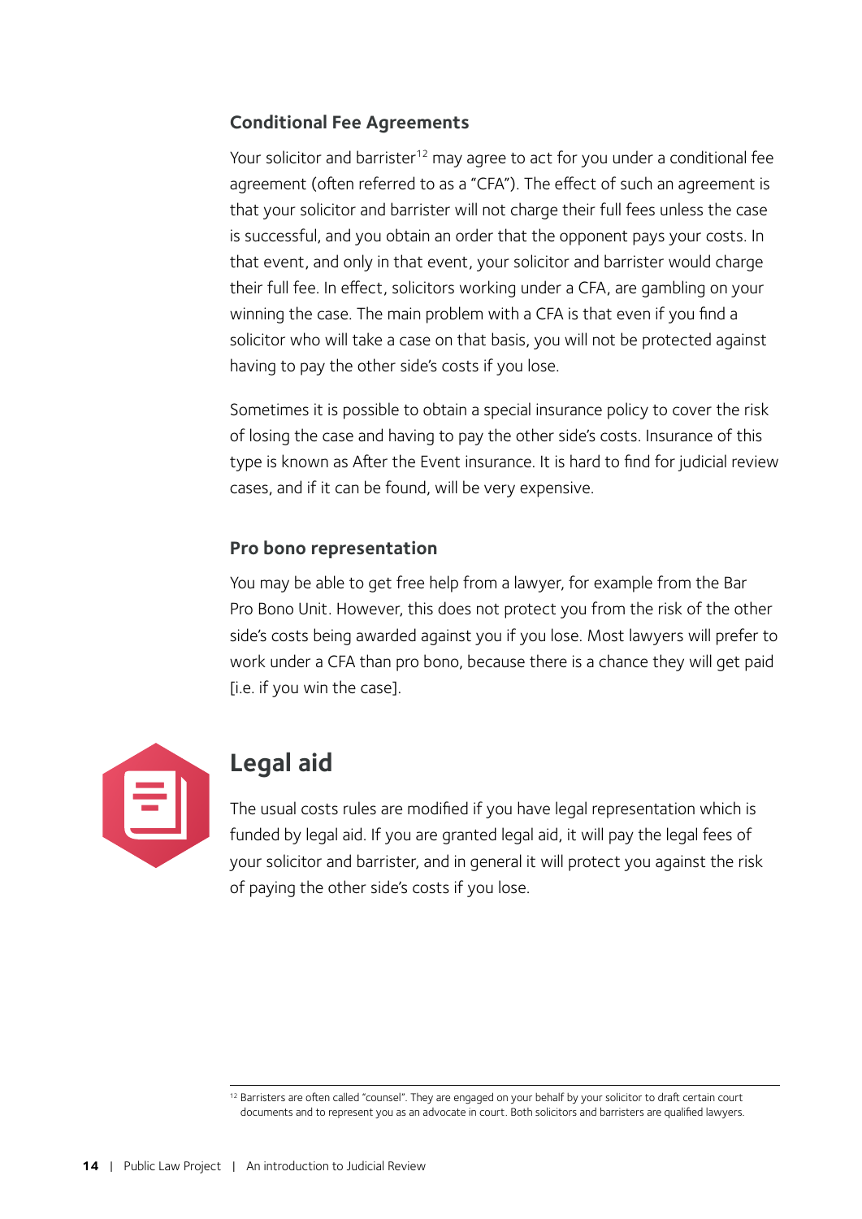### Conditional Fee Agreements

Your solicitor and barrister[12] may agree to act for you under a conditional fee agreement (often referred to as a "CFA"). The effect of such an agreement is that your solicitor and barrister will not charge their full fees unless the case is successful, and you obtain an order that the opponent pays your costs. In that event, and only in that event, your solicitor and barrister would charge their full fee. In effect, solicitors working under a CFA, are gambling on your winning the case. The main problem with a CFA is that even if you find a solicitor who will take a case on that basis, you will not be protected against having to pay the other side's costs if you lose.

Sometimes it is possible to obtain a special insurance policy to cover the risk of losing the case and having to pay the other side's costs. Insurance of this type is known as After the Event insurance. It is hard to find for judicial review cases, and if it can be found, will be very expensive.

### Pro bono representation

You may be able to get free help from a lawyer, for example from the Bar Pro Bono Unit. However, this does not protect you from the risk of the other side's costs being awarded against you if you lose. Most lawyers will prefer to work under a CFA than pro bono, because there is a chance they will get paid [i.e. if you win the case].

## Legal aid

The usual costs rules are modified if you have legal representation which is funded by legal aid. If you are granted legal aid, it will pay the legal fees of your solicitor and barrister, and in general it will protect you against the risk of paying the other side's costs if you lose.

---

[12] Barristers are often called "counsel". They are engaged on your behalf by your solicitor to draft certain court documents and to represent you as an advocate in court. Both solicitors and barristers are qualified lawyers.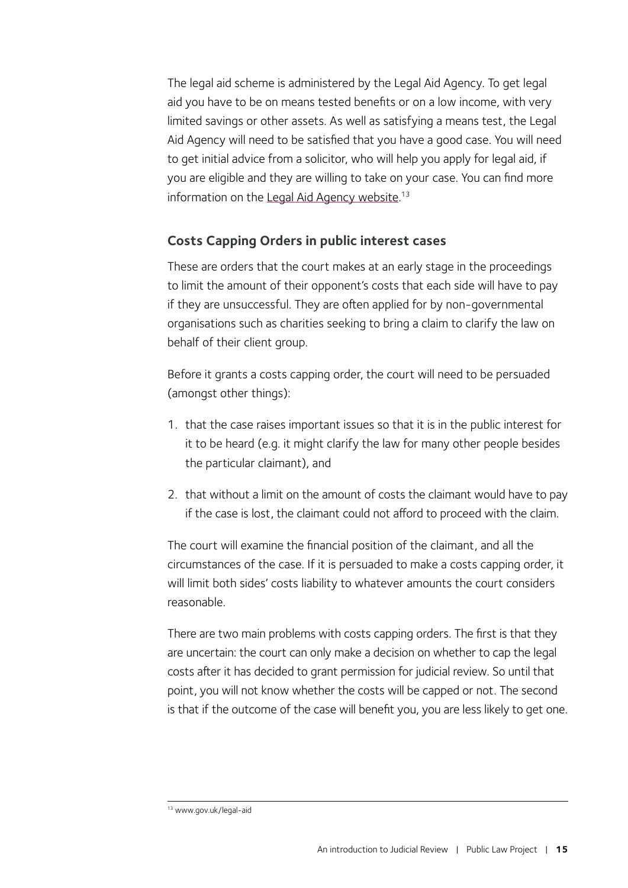The legal aid scheme is administered by the Legal Aid Agency. To get legal aid you have to be on means tested benefits or on a low income, with very limited savings or other assets. As well as satisfying a means test, the Legal Aid Agency will need to be satisfied that you have a good case. You will need to get initial advice from a solicitor, who will help you apply for legal aid, if you are eligible and they are willing to take on your case. You can find more information on the Legal Aid Agency website.[13]

### Costs Capping Orders in public interest cases

These are orders that the court makes at an early stage in the proceedings to limit the amount of their opponent's costs that each side will have to pay if they are unsuccessful. They are often applied for by non-governmental organisations such as charities seeking to bring a claim to clarify the law on behalf of their client group.

Before it grants a costs capping order, the court will need to be persuaded (amongst other things):

1. that the case raises important issues so that it is in the public interest for it to be heard (e.g. it might clarify the law for many other people besides the particular claimant), and
2. that without a limit on the amount of costs the claimant would have to pay if the case is lost, the claimant could not afford to proceed with the claim.

The court will examine the financial position of the claimant, and all the circumstances of the case. If it is persuaded to make a costs capping order, it will limit both sides' costs liability to whatever amounts the court considers reasonable.

There are two main problems with costs capping orders. The first is that they are uncertain: the court can only make a decision on whether to cap the legal costs after it has decided to grant permission for judicial review. So until that point, you will not know whether the costs will be capped or not. The second is that if the outcome of the case will benefit you, you are less likely to get one.

---

[13] www.gov.uk/legal-aid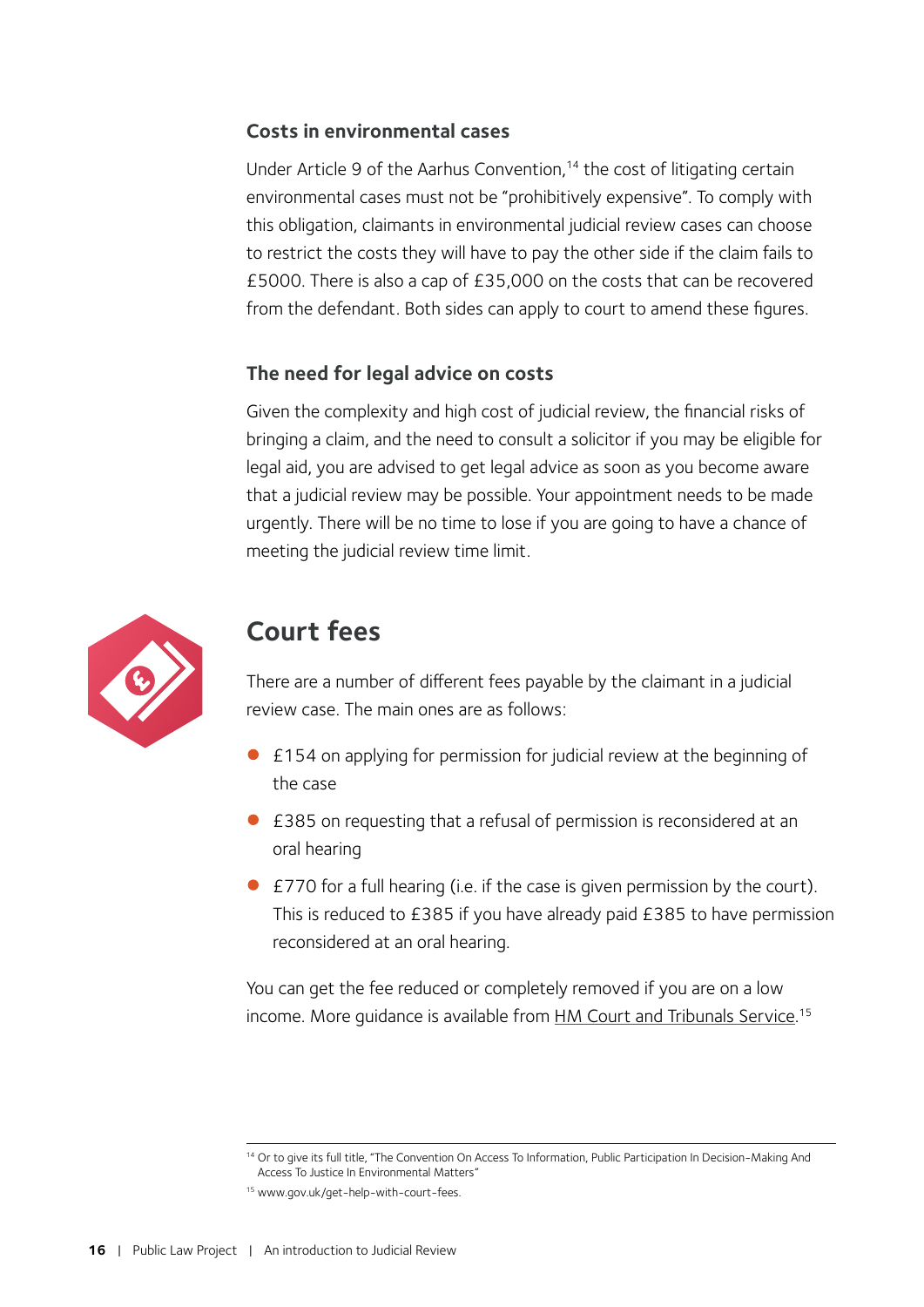### Costs in environmental cases

Under Article 9 of the Aarhus Convention,[14] the cost of litigating certain environmental cases must not be "prohibitively expensive". To comply with this obligation, claimants in environmental judicial review cases can choose to restrict the costs they will have to pay the other side if the claim fails to £5000. There is also a cap of £35,000 on the costs that can be recovered from the defendant. Both sides can apply to court to amend these figures.

### The need for legal advice on costs

Given the complexity and high cost of judicial review, the financial risks of bringing a claim, and the need to consult a solicitor if you may be eligible for legal aid, you are advised to get legal advice as soon as you become aware that a judicial review may be possible. Your appointment needs to be made urgently. There will be no time to lose if you are going to have a chance of meeting the judicial review time limit.

## Court fees

There are a number of different fees payable by the claimant in a judicial review case. The main ones are as follows:

- £154 on applying for permission for judicial review at the beginning of the case
- £385 on requesting that a refusal of permission is reconsidered at an oral hearing
- £770 for a full hearing (i.e. if the case is given permission by the court). This is reduced to £385 if you have already paid £385 to have permission reconsidered at an oral hearing.

You can get the fee reduced or completely removed if you are on a low income. More guidance is available from HM Court and Tribunals Service.[15]

---

[14] Or to give its full title, "The Convention On Access To Information, Public Participation In Decision-Making And Access To Justice In Environmental Matters"

[15] www.gov.uk/get-help-with-court-fees.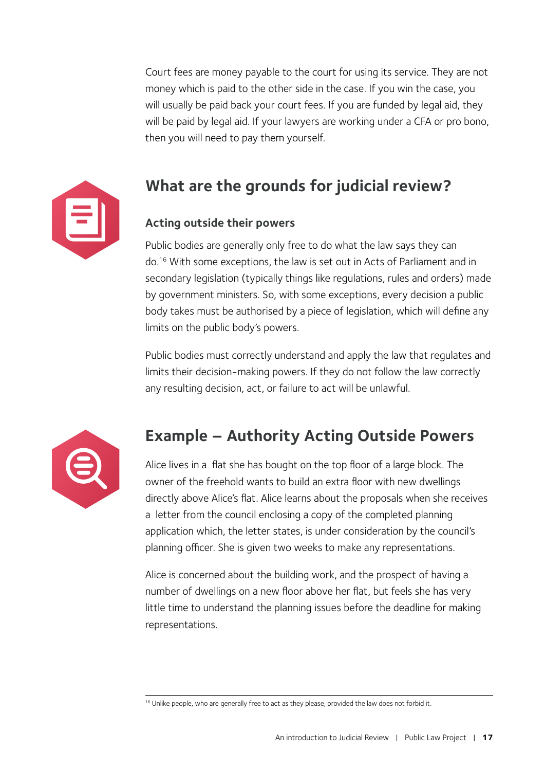Court fees are money payable to the court for using its service. They are not money which is paid to the other side in the case. If you win the case, you will usually be paid back your court fees. If you are funded by legal aid, they will be paid by legal aid. If your lawyers are working under a CFA or pro bono, then you will need to pay them yourself.

## What are the grounds for judicial review?

### Acting outside their powers

Public bodies are generally only free to do what the law says they can do.[16] With some exceptions, the law is set out in Acts of Parliament and in secondary legislation (typically things like regulations, rules and orders) made by government ministers. So, with some exceptions, every decision a public body takes must be authorised by a piece of legislation, which will define any limits on the public body's powers.

Public bodies must correctly understand and apply the law that regulates and limits their decision-making powers. If they do not follow the law correctly any resulting decision, act, or failure to act will be unlawful.

## Example – Authority Acting Outside Powers

Alice lives in a flat she has bought on the top floor of a large block. The owner of the freehold wants to build an extra floor with new dwellings directly above Alice's flat. Alice learns about the proposals when she receives a letter from the council enclosing a copy of the completed planning application which, the letter states, is under consideration by the council's planning officer. She is given two weeks to make any representations.

Alice is concerned about the building work, and the prospect of having a number of dwellings on a new floor above her flat, but feels she has very little time to understand the planning issues before the deadline for making representations.

[16] Unlike people, who are generally free to act as they please, provided the law does not forbid it.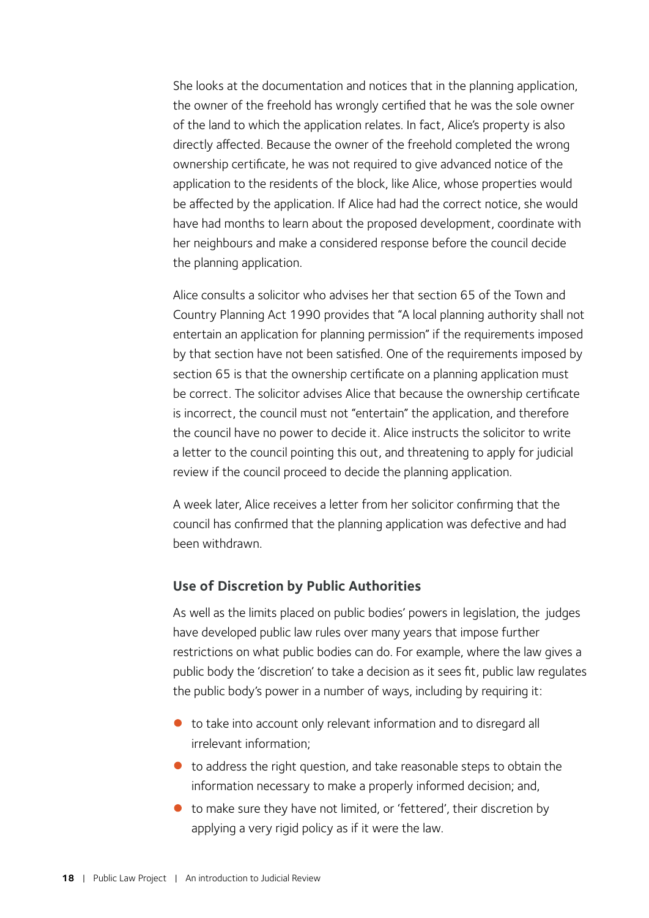She looks at the documentation and notices that in the planning application, the owner of the freehold has wrongly certified that he was the sole owner of the land to which the application relates. In fact, Alice's property is also directly affected. Because the owner of the freehold completed the wrong ownership certificate, he was not required to give advanced notice of the application to the residents of the block, like Alice, whose properties would be affected by the application. If Alice had had the correct notice, she would have had months to learn about the proposed development, coordinate with her neighbours and make a considered response before the council decide the planning application.

Alice consults a solicitor who advises her that section 65 of the Town and Country Planning Act 1990 provides that "A local planning authority shall not entertain an application for planning permission" if the requirements imposed by that section have not been satisfied. One of the requirements imposed by section 65 is that the ownership certificate on a planning application must be correct. The solicitor advises Alice that because the ownership certificate is incorrect, the council must not "entertain" the application, and therefore the council have no power to decide it. Alice instructs the solicitor to write a letter to the council pointing this out, and threatening to apply for judicial review if the council proceed to decide the planning application.

A week later, Alice receives a letter from her solicitor confirming that the council has confirmed that the planning application was defective and had been withdrawn.

### Use of Discretion by Public Authorities

As well as the limits placed on public bodies' powers in legislation, the judges have developed public law rules over many years that impose further restrictions on what public bodies can do. For example, where the law gives a public body the 'discretion' to take a decision as it sees fit, public law regulates the public body's power in a number of ways, including by requiring it:

- to take into account only relevant information and to disregard all irrelevant information;
- to address the right question, and take reasonable steps to obtain the information necessary to make a properly informed decision; and,
- to make sure they have not limited, or 'fettered', their discretion by applying a very rigid policy as if it were the law.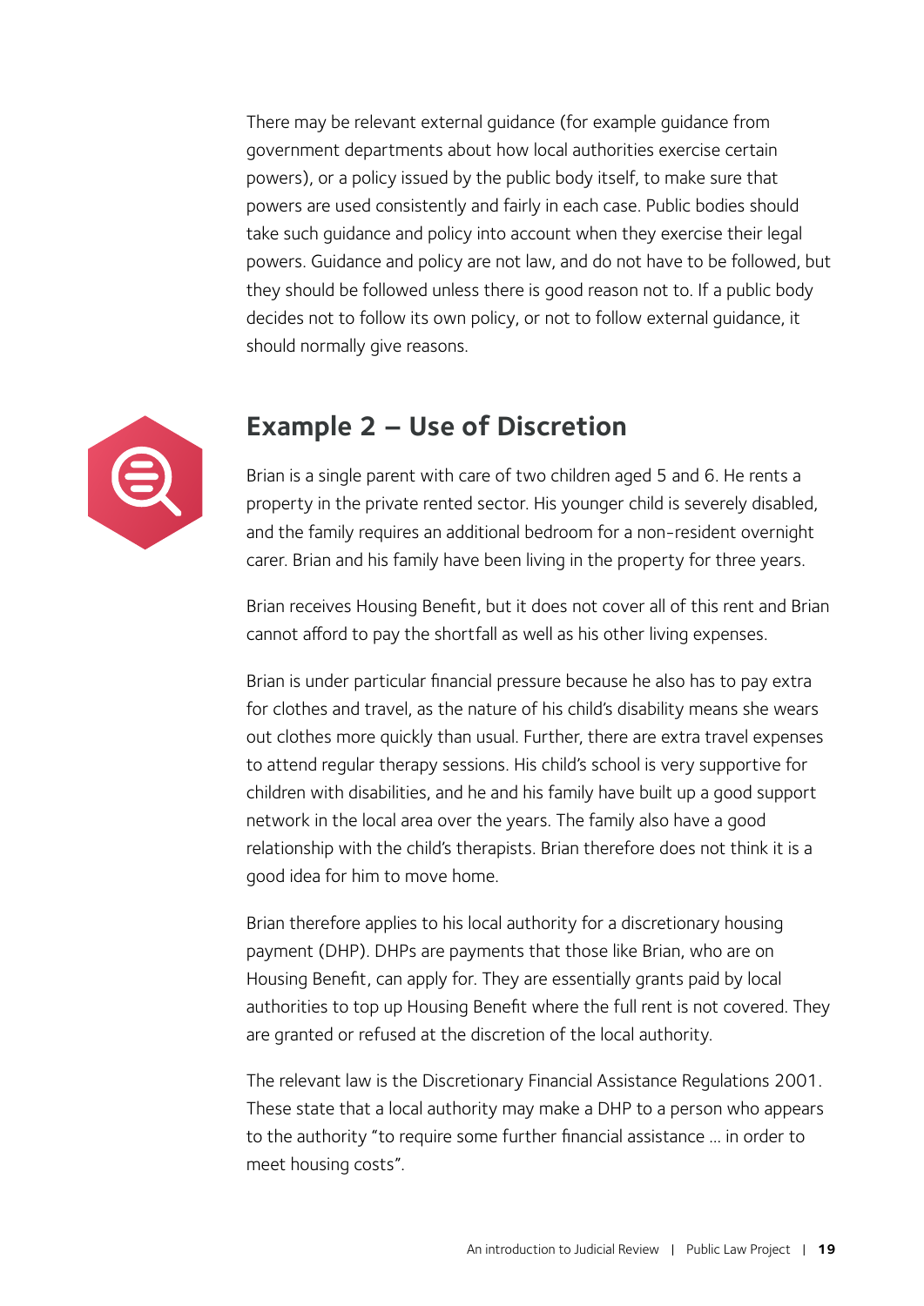There may be relevant external guidance (for example guidance from government departments about how local authorities exercise certain powers), or a policy issued by the public body itself, to make sure that powers are used consistently and fairly in each case. Public bodies should take such guidance and policy into account when they exercise their legal powers. Guidance and policy are not law, and do not have to be followed, but they should be followed unless there is good reason not to. If a public body decides not to follow its own policy, or not to follow external guidance, it should normally give reasons.

## Example 2 – Use of Discretion

Brian is a single parent with care of two children aged 5 and 6. He rents a property in the private rented sector. His younger child is severely disabled, and the family requires an additional bedroom for a non-resident overnight carer. Brian and his family have been living in the property for three years.

Brian receives Housing Benefit, but it does not cover all of this rent and Brian cannot afford to pay the shortfall as well as his other living expenses.

Brian is under particular financial pressure because he also has to pay extra for clothes and travel, as the nature of his child's disability means she wears out clothes more quickly than usual. Further, there are extra travel expenses to attend regular therapy sessions. His child's school is very supportive for children with disabilities, and he and his family have built up a good support network in the local area over the years. The family also have a good relationship with the child's therapists. Brian therefore does not think it is a good idea for him to move home.

Brian therefore applies to his local authority for a discretionary housing payment (DHP). DHPs are payments that those like Brian, who are on Housing Benefit, can apply for. They are essentially grants paid by local authorities to top up Housing Benefit where the full rent is not covered. They are granted or refused at the discretion of the local authority.

The relevant law is the Discretionary Financial Assistance Regulations 2001. These state that a local authority may make a DHP to a person who appears to the authority "to require some further financial assistance … in order to meet housing costs".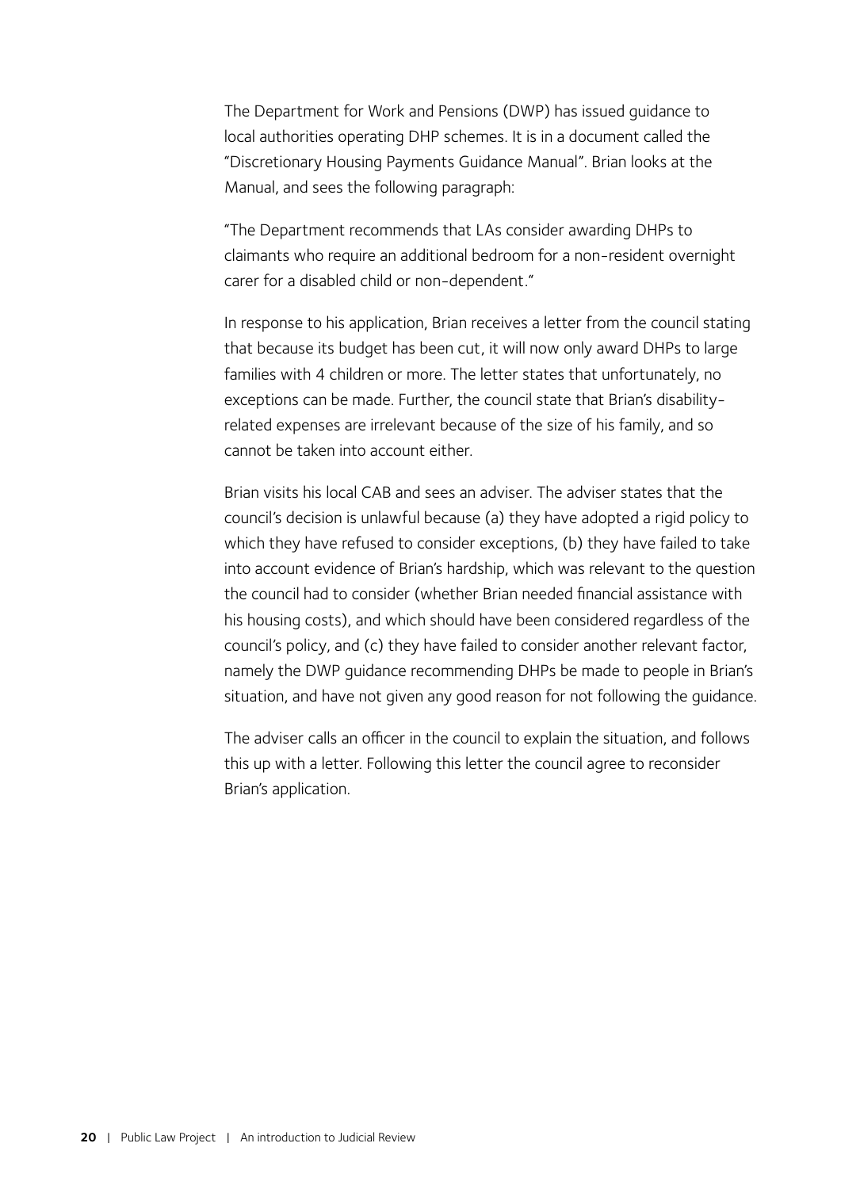The Department for Work and Pensions (DWP) has issued guidance to local authorities operating DHP schemes. It is in a document called the "Discretionary Housing Payments Guidance Manual". Brian looks at the Manual, and sees the following paragraph:

"The Department recommends that LAs consider awarding DHPs to claimants who require an additional bedroom for a non-resident overnight carer for a disabled child or non-dependent."

In response to his application, Brian receives a letter from the council stating that because its budget has been cut, it will now only award DHPs to large families with 4 children or more. The letter states that unfortunately, no exceptions can be made. Further, the council state that Brian's disability-related expenses are irrelevant because of the size of his family, and so cannot be taken into account either.

Brian visits his local CAB and sees an adviser. The adviser states that the council's decision is unlawful because (a) they have adopted a rigid policy to which they have refused to consider exceptions, (b) they have failed to take into account evidence of Brian's hardship, which was relevant to the question the council had to consider (whether Brian needed financial assistance with his housing costs), and which should have been considered regardless of the council's policy, and (c) they have failed to consider another relevant factor, namely the DWP guidance recommending DHPs be made to people in Brian's situation, and have not given any good reason for not following the guidance.

The adviser calls an officer in the council to explain the situation, and follows this up with a letter. Following this letter the council agree to reconsider Brian's application.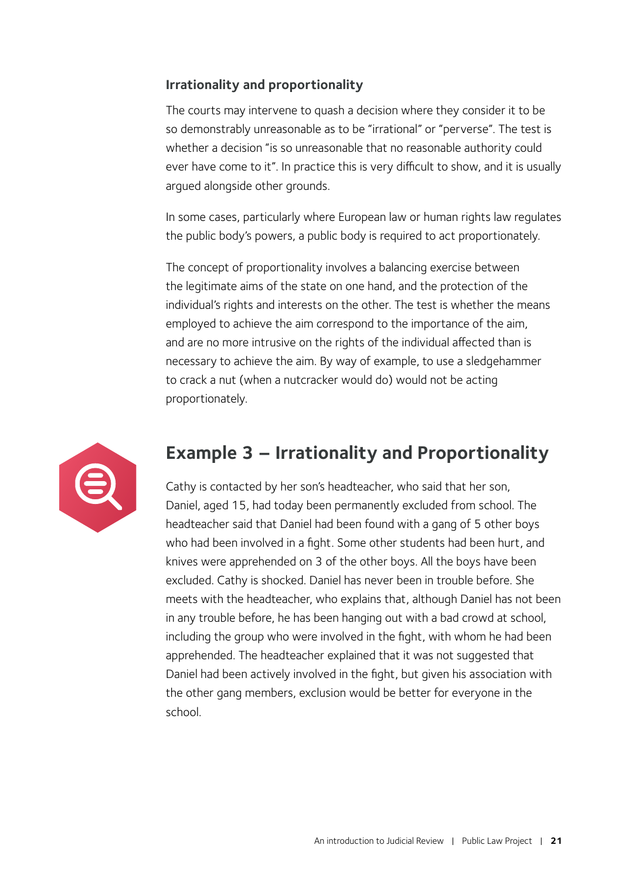### Irrationality and proportionality

The courts may intervene to quash a decision where they consider it to be so demonstrably unreasonable as to be "irrational" or "perverse". The test is whether a decision "is so unreasonable that no reasonable authority could ever have come to it". In practice this is very difficult to show, and it is usually argued alongside other grounds.

In some cases, particularly where European law or human rights law regulates the public body's powers, a public body is required to act proportionately.

The concept of proportionality involves a balancing exercise between the legitimate aims of the state on one hand, and the protection of the individual's rights and interests on the other. The test is whether the means employed to achieve the aim correspond to the importance of the aim, and are no more intrusive on the rights of the individual affected than is necessary to achieve the aim. By way of example, to use a sledgehammer to crack a nut (when a nutcracker would do) would not be acting proportionately.

## Example 3 – Irrationality and Proportionality

Cathy is contacted by her son's headteacher, who said that her son, Daniel, aged 15, had today been permanently excluded from school. The headteacher said that Daniel had been found with a gang of 5 other boys who had been involved in a fight. Some other students had been hurt, and knives were apprehended on 3 of the other boys. All the boys have been excluded. Cathy is shocked. Daniel has never been in trouble before. She meets with the headteacher, who explains that, although Daniel has not been in any trouble before, he has been hanging out with a bad crowd at school, including the group who were involved in the fight, with whom he had been apprehended. The headteacher explained that it was not suggested that Daniel had been actively involved in the fight, but given his association with the other gang members, exclusion would be better for everyone in the school.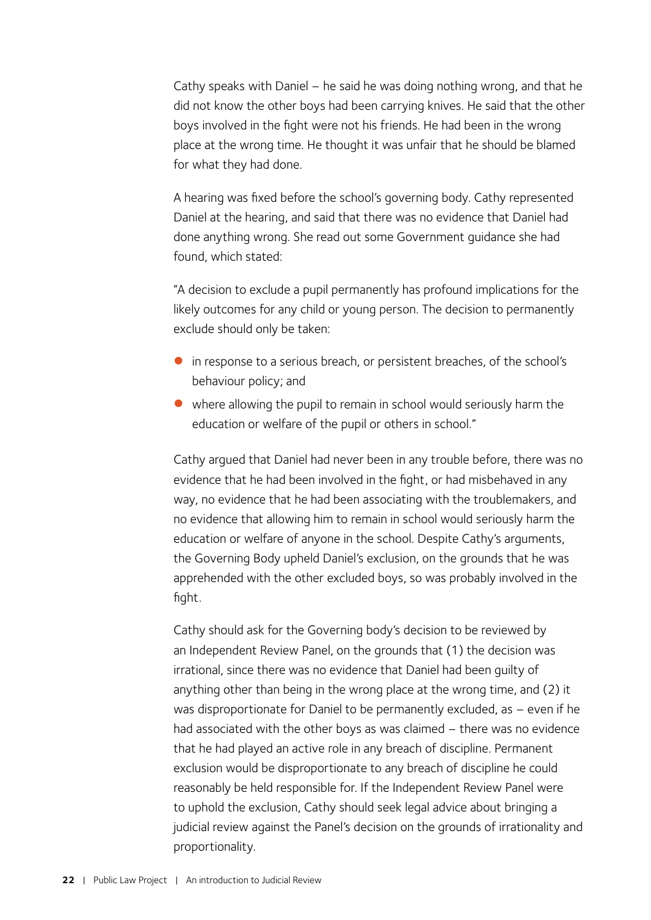Cathy speaks with Daniel – he said he was doing nothing wrong, and that he did not know the other boys had been carrying knives. He said that the other boys involved in the fight were not his friends. He had been in the wrong place at the wrong time. He thought it was unfair that he should be blamed for what they had done.

A hearing was fixed before the school's governing body. Cathy represented Daniel at the hearing, and said that there was no evidence that Daniel had done anything wrong. She read out some Government guidance she had found, which stated:

"A decision to exclude a pupil permanently has profound implications for the likely outcomes for any child or young person. The decision to permanently exclude should only be taken:

- in response to a serious breach, or persistent breaches, of the school's behaviour policy; and
- where allowing the pupil to remain in school would seriously harm the education or welfare of the pupil or others in school."

Cathy argued that Daniel had never been in any trouble before, there was no evidence that he had been involved in the fight, or had misbehaved in any way, no evidence that he had been associating with the troublemakers, and no evidence that allowing him to remain in school would seriously harm the education or welfare of anyone in the school. Despite Cathy's arguments, the Governing Body upheld Daniel's exclusion, on the grounds that he was apprehended with the other excluded boys, so was probably involved in the fight.

Cathy should ask for the Governing body's decision to be reviewed by an Independent Review Panel, on the grounds that (1) the decision was irrational, since there was no evidence that Daniel had been guilty of anything other than being in the wrong place at the wrong time, and (2) it was disproportionate for Daniel to be permanently excluded, as – even if he had associated with the other boys as was claimed – there was no evidence that he had played an active role in any breach of discipline. Permanent exclusion would be disproportionate to any breach of discipline he could reasonably be held responsible for. If the Independent Review Panel were to uphold the exclusion, Cathy should seek legal advice about bringing a judicial review against the Panel's decision on the grounds of irrationality and proportionality.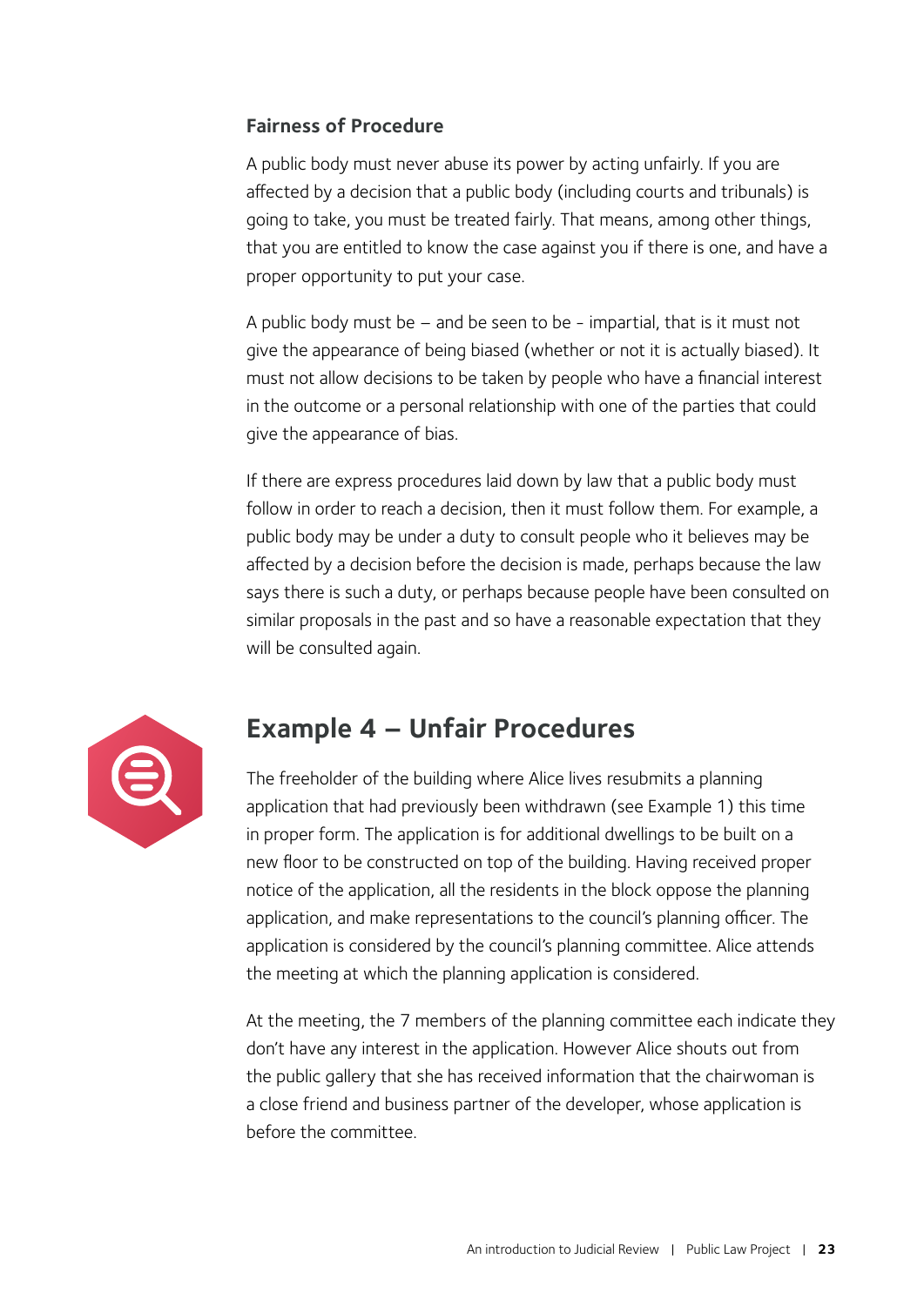### Fairness of Procedure

A public body must never abuse its power by acting unfairly. If you are affected by a decision that a public body (including courts and tribunals) is going to take, you must be treated fairly. That means, among other things, that you are entitled to know the case against you if there is one, and have a proper opportunity to put your case.

A public body must be – and be seen to be - impartial, that is it must not give the appearance of being biased (whether or not it is actually biased). It must not allow decisions to be taken by people who have a financial interest in the outcome or a personal relationship with one of the parties that could give the appearance of bias.

If there are express procedures laid down by law that a public body must follow in order to reach a decision, then it must follow them. For example, a public body may be under a duty to consult people who it believes may be affected by a decision before the decision is made, perhaps because the law says there is such a duty, or perhaps because people have been consulted on similar proposals in the past and so have a reasonable expectation that they will be consulted again.

## Example 4 – Unfair Procedures

The freeholder of the building where Alice lives resubmits a planning application that had previously been withdrawn (see Example 1) this time in proper form. The application is for additional dwellings to be built on a new floor to be constructed on top of the building. Having received proper notice of the application, all the residents in the block oppose the planning application, and make representations to the council's planning officer. The application is considered by the council's planning committee. Alice attends the meeting at which the planning application is considered.

At the meeting, the 7 members of the planning committee each indicate they don't have any interest in the application. However Alice shouts out from the public gallery that she has received information that the chairwoman is a close friend and business partner of the developer, whose application is before the committee.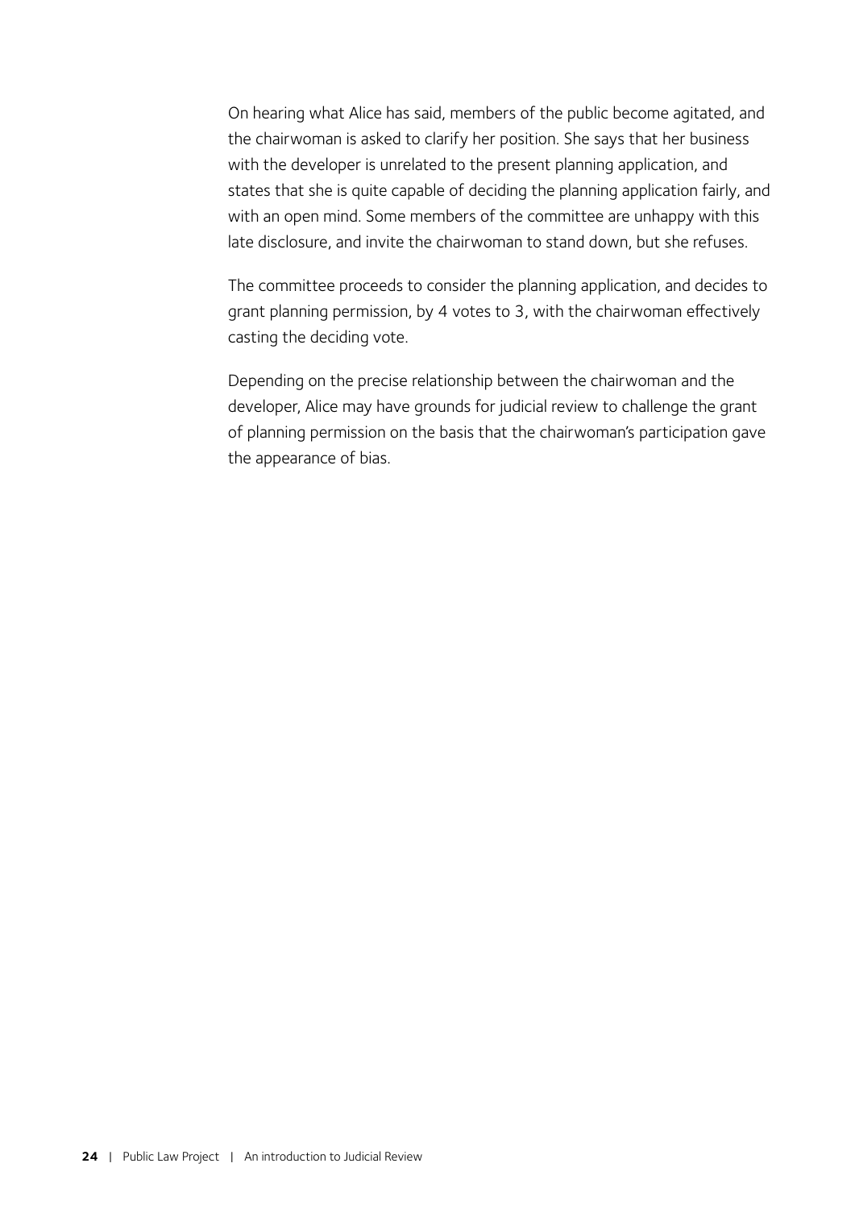On hearing what Alice has said, members of the public become agitated, and the chairwoman is asked to clarify her position. She says that her business with the developer is unrelated to the present planning application, and states that she is quite capable of deciding the planning application fairly, and with an open mind. Some members of the committee are unhappy with this late disclosure, and invite the chairwoman to stand down, but she refuses.

The committee proceeds to consider the planning application, and decides to grant planning permission, by 4 votes to 3, with the chairwoman effectively casting the deciding vote.

Depending on the precise relationship between the chairwoman and the developer, Alice may have grounds for judicial review to challenge the grant of planning permission on the basis that the chairwoman's participation gave the appearance of bias.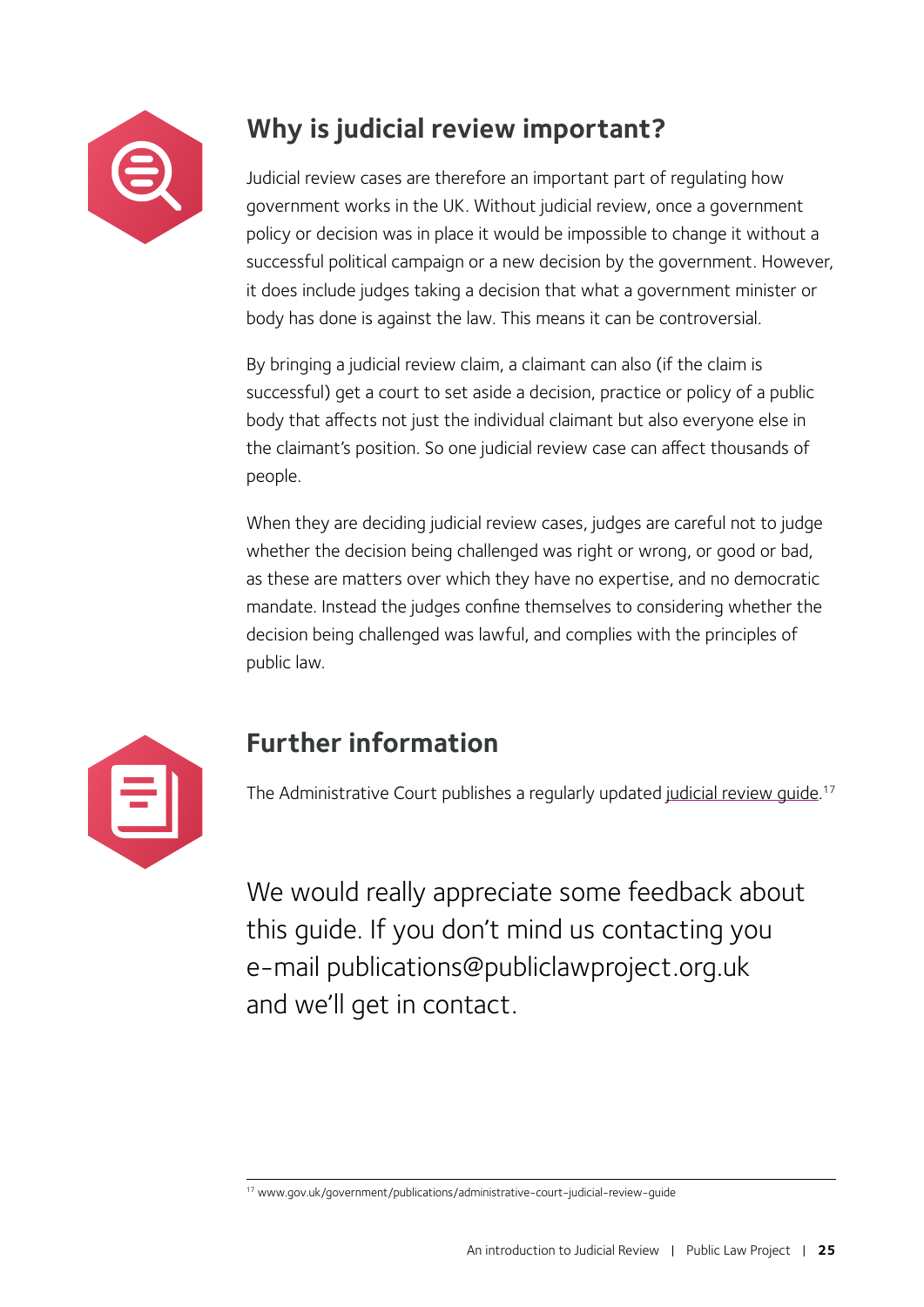## Why is judicial review important?

Judicial review cases are therefore an important part of regulating how government works in the UK. Without judicial review, once a government policy or decision was in place it would be impossible to change it without a successful political campaign or a new decision by the government. However, it does include judges taking a decision that what a government minister or body has done is against the law. This means it can be controversial.

By bringing a judicial review claim, a claimant can also (if the claim is successful) get a court to set aside a decision, practice or policy of a public body that affects not just the individual claimant but also everyone else in the claimant's position. So one judicial review case can affect thousands of people.

When they are deciding judicial review cases, judges are careful not to judge whether the decision being challenged was right or wrong, or good or bad, as these are matters over which they have no expertise, and no democratic mandate. Instead the judges confine themselves to considering whether the decision being challenged was lawful, and complies with the principles of public law.

## Further information

The Administrative Court publishes a regularly updated judicial review guide.[17]

We would really appreciate some feedback about this guide. If you don't mind us contacting you e-mail publications@publiclawproject.org.uk and we'll get in contact.

---

[17] www.gov.uk/government/publications/administrative-court-judicial-review-guide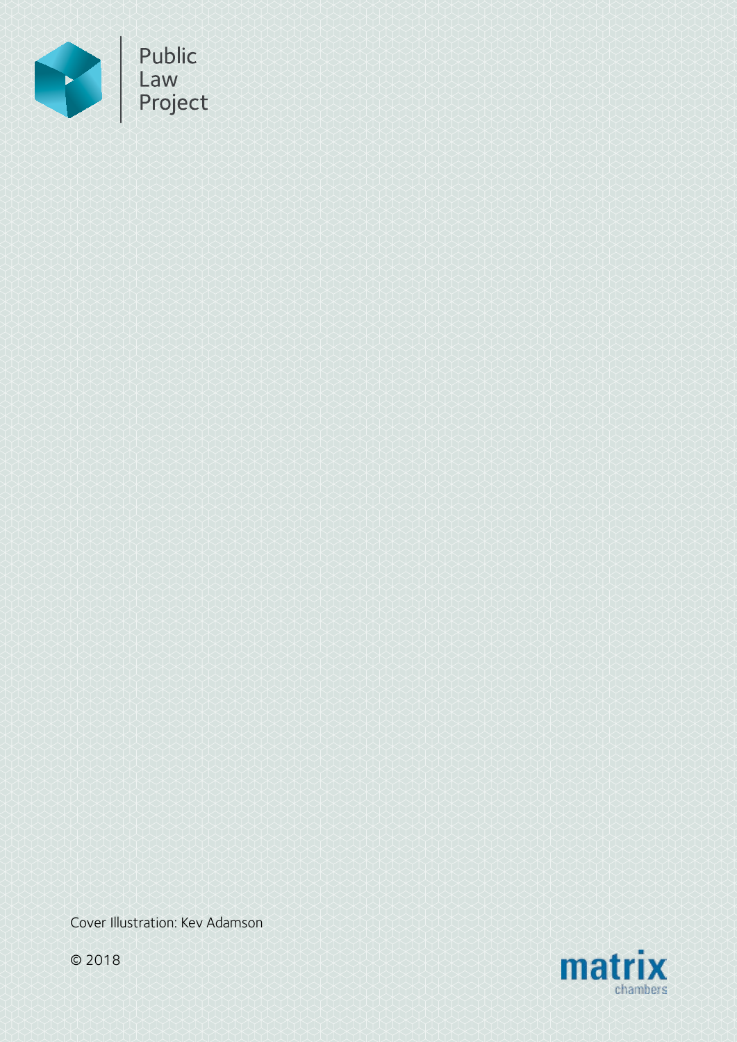Public
Law
Project

Cover Illustration: Kev Adamson

© 2018

matrix
chambers